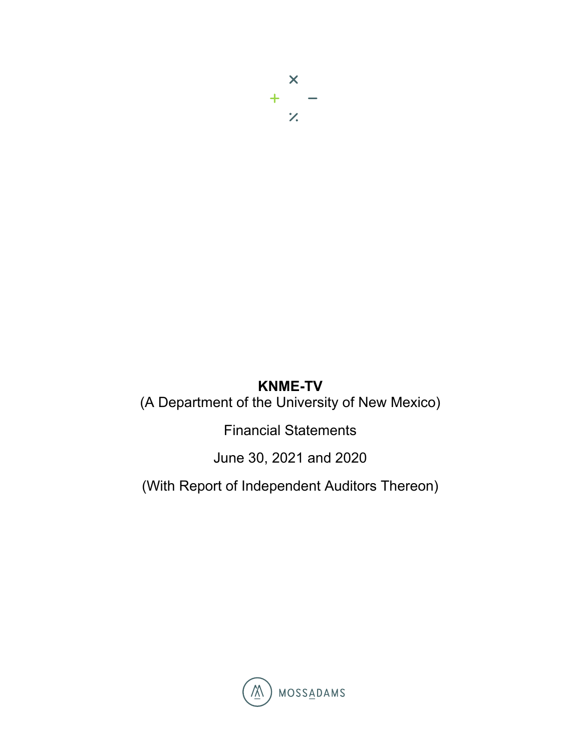# KNME-TV

(A Department of the University of New Mexico)

Financial Statements

June 30, 2021 and 2020

(With Report of Independent Auditors Thereon)

MOSSADAMS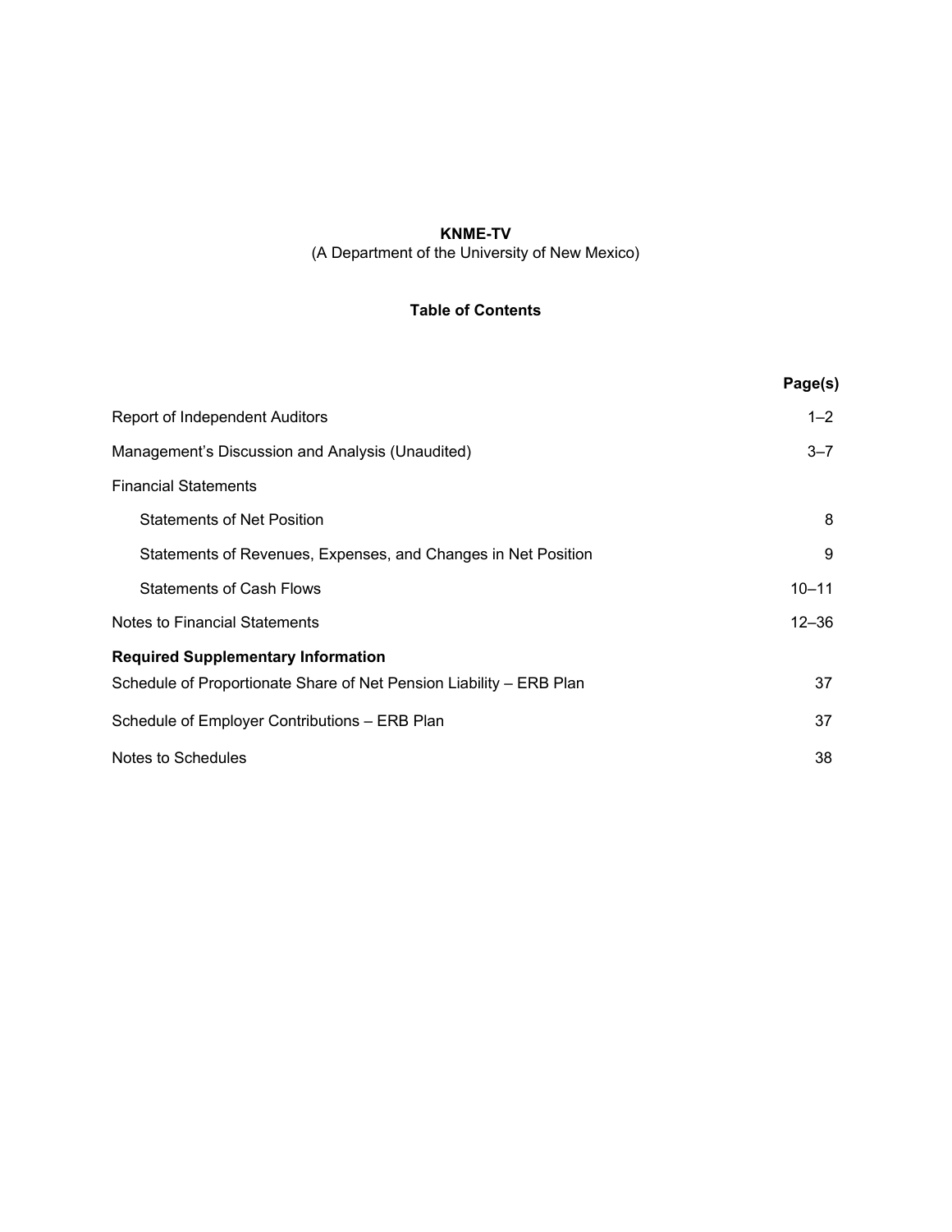**KNME-TV**

(A Department of the University of New Mexico)

**Table of Contents**

| | Page(s) |
|---|---|
| Report of Independent Auditors | 1–2 |
| Management's Discussion and Analysis (Unaudited) | 3–7 |
| Financial Statements | |
| Statements of Net Position | 8 |
| Statements of Revenues, Expenses, and Changes in Net Position | 9 |
| Statements of Cash Flows | 10–11 |
| Notes to Financial Statements | 12–36 |
| **Required Supplementary Information** | |
| Schedule of Proportionate Share of Net Pension Liability – ERB Plan | 37 |
| Schedule of Employer Contributions – ERB Plan | 37 |
| Notes to Schedules | 38 |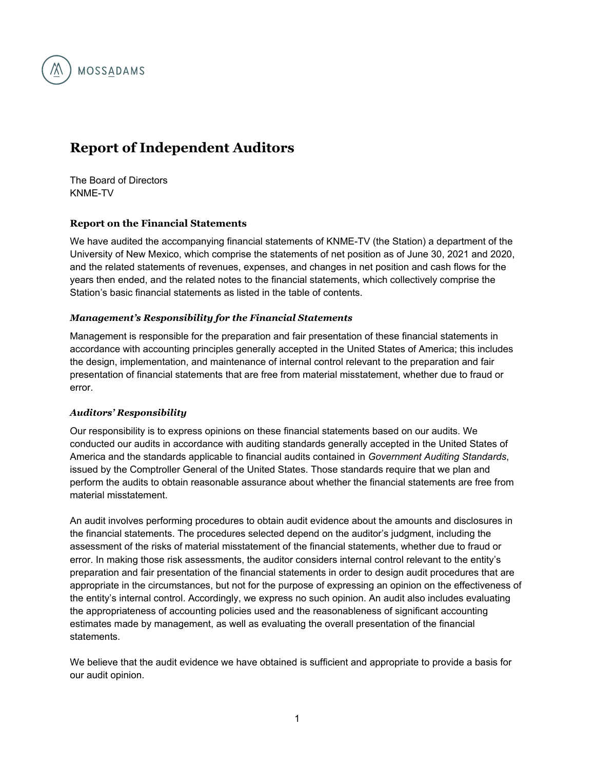MOSSADAMS

# Report of Independent Auditors

The Board of Directors
KNME-TV

### Report on the Financial Statements

We have audited the accompanying financial statements of KNME-TV (the Station) a department of the University of New Mexico, which comprise the statements of net position as of June 30, 2021 and 2020, and the related statements of revenues, expenses, and changes in net position and cash flows for the years then ended, and the related notes to the financial statements, which collectively comprise the Station's basic financial statements as listed in the table of contents.

#### *Management's Responsibility for the Financial Statements*

Management is responsible for the preparation and fair presentation of these financial statements in accordance with accounting principles generally accepted in the United States of America; this includes the design, implementation, and maintenance of internal control relevant to the preparation and fair presentation of financial statements that are free from material misstatement, whether due to fraud or error.

#### *Auditors' Responsibility*

Our responsibility is to express opinions on these financial statements based on our audits. We conducted our audits in accordance with auditing standards generally accepted in the United States of America and the standards applicable to financial audits contained in *Government Auditing Standards*, issued by the Comptroller General of the United States. Those standards require that we plan and perform the audits to obtain reasonable assurance about whether the financial statements are free from material misstatement.

An audit involves performing procedures to obtain audit evidence about the amounts and disclosures in the financial statements. The procedures selected depend on the auditor's judgment, including the assessment of the risks of material misstatement of the financial statements, whether due to fraud or error. In making those risk assessments, the auditor considers internal control relevant to the entity's preparation and fair presentation of the financial statements in order to design audit procedures that are appropriate in the circumstances, but not for the purpose of expressing an opinion on the effectiveness of the entity's internal control. Accordingly, we express no such opinion. An audit also includes evaluating the appropriateness of accounting policies used and the reasonableness of significant accounting estimates made by management, as well as evaluating the overall presentation of the financial statements.

We believe that the audit evidence we have obtained is sufficient and appropriate to provide a basis for our audit opinion.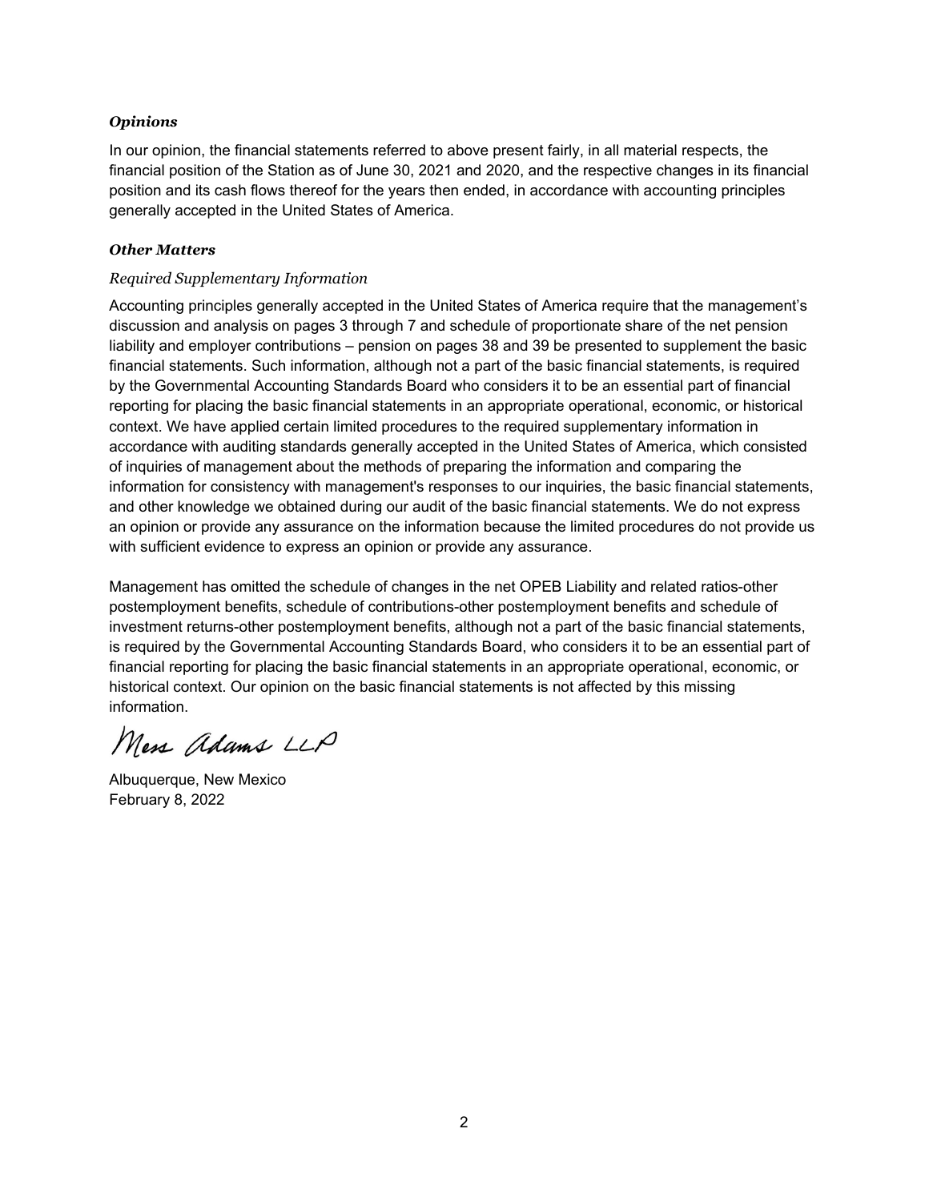***Opinions***

In our opinion, the financial statements referred to above present fairly, in all material respects, the financial position of the Station as of June 30, 2021 and 2020, and the respective changes in its financial position and its cash flows thereof for the years then ended, in accordance with accounting principles generally accepted in the United States of America.

***Other Matters***

*Required Supplementary Information*

Accounting principles generally accepted in the United States of America require that the management's discussion and analysis on pages 3 through 7 and schedule of proportionate share of the net pension liability and employer contributions – pension on pages 38 and 39 be presented to supplement the basic financial statements. Such information, although not a part of the basic financial statements, is required by the Governmental Accounting Standards Board who considers it to be an essential part of financial reporting for placing the basic financial statements in an appropriate operational, economic, or historical context. We have applied certain limited procedures to the required supplementary information in accordance with auditing standards generally accepted in the United States of America, which consisted of inquiries of management about the methods of preparing the information and comparing the information for consistency with management's responses to our inquiries, the basic financial statements, and other knowledge we obtained during our audit of the basic financial statements. We do not express an opinion or provide any assurance on the information because the limited procedures do not provide us with sufficient evidence to express an opinion or provide any assurance.

Management has omitted the schedule of changes in the net OPEB Liability and related ratios-other postemployment benefits, schedule of contributions-other postemployment benefits and schedule of investment returns-other postemployment benefits, although not a part of the basic financial statements, is required by the Governmental Accounting Standards Board, who considers it to be an essential part of financial reporting for placing the basic financial statements in an appropriate operational, economic, or historical context. Our opinion on the basic financial statements is not affected by this missing information.

Moss Adams LLP

Albuquerque, New Mexico
February 8, 2022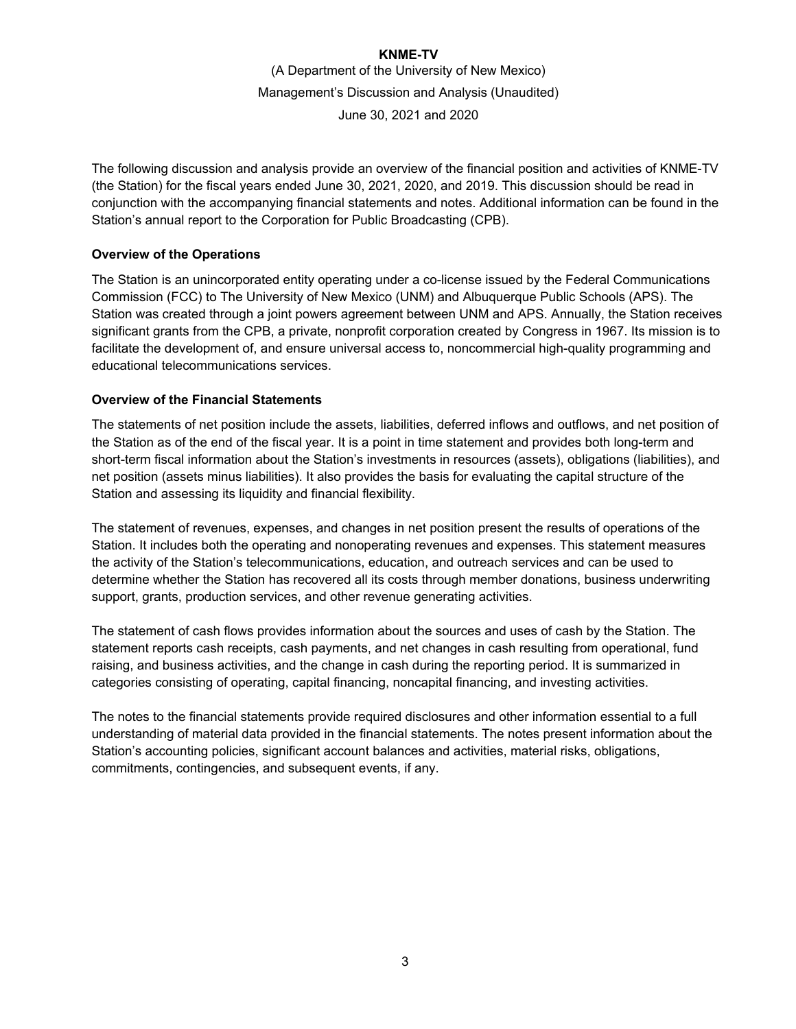# KNME-TV

(A Department of the University of New Mexico)

Management's Discussion and Analysis (Unaudited)

June 30, 2021 and 2020

The following discussion and analysis provide an overview of the financial position and activities of KNME-TV (the Station) for the fiscal years ended June 30, 2021, 2020, and 2019. This discussion should be read in conjunction with the accompanying financial statements and notes. Additional information can be found in the Station's annual report to the Corporation for Public Broadcasting (CPB).

### Overview of the Operations

The Station is an unincorporated entity operating under a co-license issued by the Federal Communications Commission (FCC) to The University of New Mexico (UNM) and Albuquerque Public Schools (APS). The Station was created through a joint powers agreement between UNM and APS. Annually, the Station receives significant grants from the CPB, a private, nonprofit corporation created by Congress in 1967. Its mission is to facilitate the development of, and ensure universal access to, noncommercial high-quality programming and educational telecommunications services.

### Overview of the Financial Statements

The statements of net position include the assets, liabilities, deferred inflows and outflows, and net position of the Station as of the end of the fiscal year. It is a point in time statement and provides both long-term and short-term fiscal information about the Station's investments in resources (assets), obligations (liabilities), and net position (assets minus liabilities). It also provides the basis for evaluating the capital structure of the Station and assessing its liquidity and financial flexibility.

The statement of revenues, expenses, and changes in net position present the results of operations of the Station. It includes both the operating and nonoperating revenues and expenses. This statement measures the activity of the Station's telecommunications, education, and outreach services and can be used to determine whether the Station has recovered all its costs through member donations, business underwriting support, grants, production services, and other revenue generating activities.

The statement of cash flows provides information about the sources and uses of cash by the Station. The statement reports cash receipts, cash payments, and net changes in cash resulting from operational, fund raising, and business activities, and the change in cash during the reporting period. It is summarized in categories consisting of operating, capital financing, noncapital financing, and investing activities.

The notes to the financial statements provide required disclosures and other information essential to a full understanding of material data provided in the financial statements. The notes present information about the Station's accounting policies, significant account balances and activities, material risks, obligations, commitments, contingencies, and subsequent events, if any.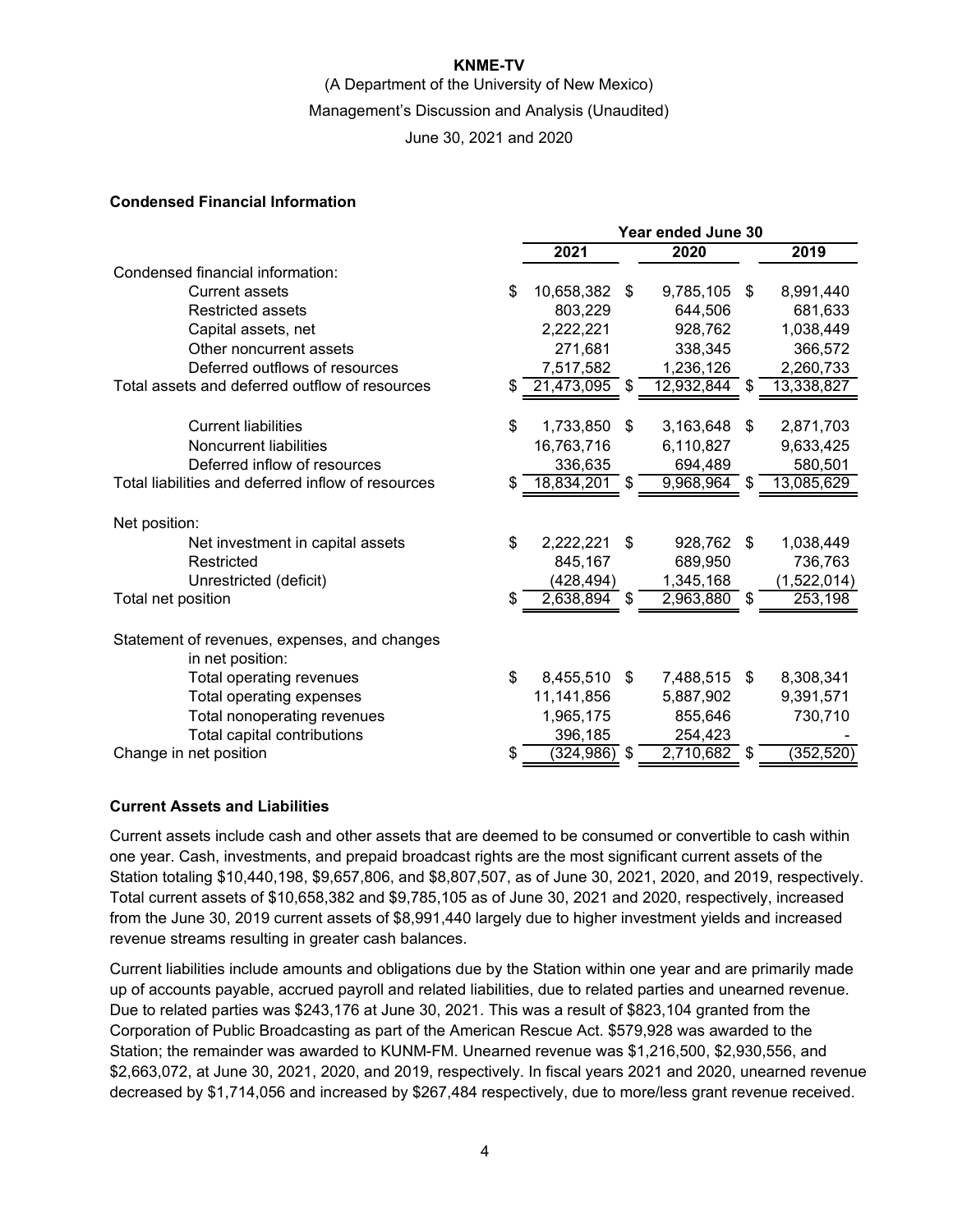KNME-TV

(A Department of the University of New Mexico)

Management's Discussion and Analysis (Unaudited)

June 30, 2021 and 2020

### Condensed Financial Information

| | Year ended June 30 | | |
|---|---|---|---|
| | 2021 | 2020 | 2019 |
| Condensed financial information: | | | |
| Current assets | $ 10,658,382 | $ 9,785,105 | $ 8,991,440 |
| Restricted assets | 803,229 | 644,506 | 681,633 |
| Capital assets, net | 2,222,221 | 928,762 | 1,038,449 |
| Other noncurrent assets | 271,681 | 338,345 | 366,572 |
| Deferred outflows of resources | 7,517,582 | 1,236,126 | 2,260,733 |
| Total assets and deferred outflow of resources | $ 21,473,095 | $ 12,932,844 | $ 13,338,827 |
| Current liabilities | $ 1,733,850 | $ 3,163,648 | $ 2,871,703 |
| Noncurrent liabilities | 16,763,716 | 6,110,827 | 9,633,425 |
| Deferred inflow of resources | 336,635 | 694,489 | 580,501 |
| Total liabilities and deferred inflow of resources | $ 18,834,201 | $ 9,968,964 | $ 13,085,629 |
| Net position: | | | |
| Net investment in capital assets | $ 2,222,221 | $ 928,762 | $ 1,038,449 |
| Restricted | 845,167 | 689,950 | 736,763 |
| Unrestricted (deficit) | (428,494) | 1,345,168 | (1,522,014) |
| Total net position | $ 2,638,894 | $ 2,963,880 | $ 253,198 |
| Statement of revenues, expenses, and changes in net position: | | | |
| Total operating revenues | $ 8,455,510 | $ 7,488,515 | $ 8,308,341 |
| Total operating expenses | 11,141,856 | 5,887,902 | 9,391,571 |
| Total nonoperating revenues | 1,965,175 | 855,646 | 730,710 |
| Total capital contributions | 396,185 | 254,423 | - |
| Change in net position | $ (324,986) | $ 2,710,682 | $ (352,520) |

### Current Assets and Liabilities

Current assets include cash and other assets that are deemed to be consumed or convertible to cash within one year. Cash, investments, and prepaid broadcast rights are the most significant current assets of the Station totaling $10,440,198, $9,657,806, and $8,807,507, as of June 30, 2021, 2020, and 2019, respectively. Total current assets of $10,658,382 and $9,785,105 as of June 30, 2021 and 2020, respectively, increased from the June 30, 2019 current assets of $8,991,440 largely due to higher investment yields and increased revenue streams resulting in greater cash balances.

Current liabilities include amounts and obligations due by the Station within one year and are primarily made up of accounts payable, accrued payroll and related liabilities, due to related parties and unearned revenue. Due to related parties was $243,176 at June 30, 2021. This was a result of $823,104 granted from the Corporation of Public Broadcasting as part of the American Rescue Act. $579,928 was awarded to the Station; the remainder was awarded to KUNM-FM. Unearned revenue was $1,216,500, $2,930,556, and $2,663,072, at June 30, 2021, 2020, and 2019, respectively. In fiscal years 2021 and 2020, unearned revenue decreased by $1,714,056 and increased by $267,484 respectively, due to more/less grant revenue received.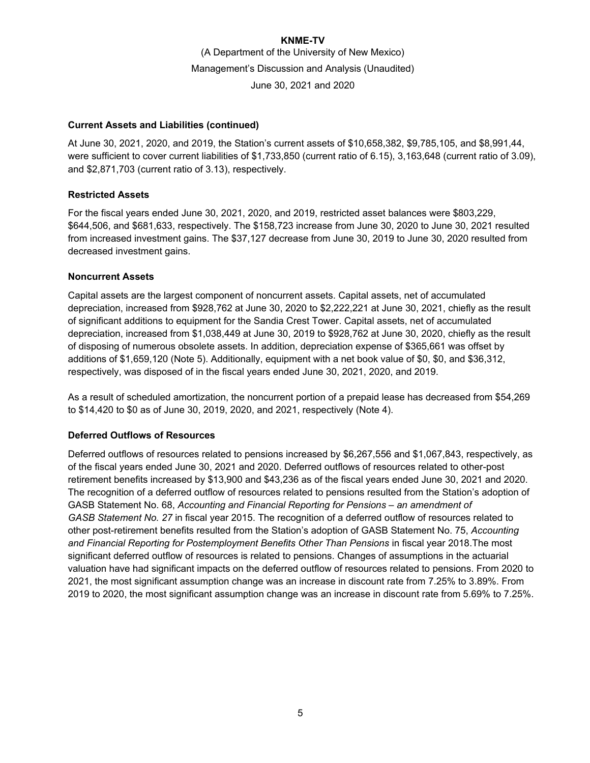**Current Assets and Liabilities (continued)**

At June 30, 2021, 2020, and 2019, the Station's current assets of $10,658,382, $9,785,105, and $8,991,44, were sufficient to cover current liabilities of $1,733,850 (current ratio of 6.15), 3,163,648 (current ratio of 3.09), and $2,871,703 (current ratio of 3.13), respectively.

**Restricted Assets**

For the fiscal years ended June 30, 2021, 2020, and 2019, restricted asset balances were $803,229, $644,506, and $681,633, respectively. The $158,723 increase from June 30, 2020 to June 30, 2021 resulted from increased investment gains. The $37,127 decrease from June 30, 2019 to June 30, 2020 resulted from decreased investment gains.

**Noncurrent Assets**

Capital assets are the largest component of noncurrent assets. Capital assets, net of accumulated depreciation, increased from $928,762 at June 30, 2020 to $2,222,221 at June 30, 2021, chiefly as the result of significant additions to equipment for the Sandia Crest Tower. Capital assets, net of accumulated depreciation, increased from $1,038,449 at June 30, 2019 to $928,762 at June 30, 2020, chiefly as the result of disposing of numerous obsolete assets. In addition, depreciation expense of $365,661 was offset by additions of $1,659,120 (Note 5). Additionally, equipment with a net book value of $0, $0, and $36,312, respectively, was disposed of in the fiscal years ended June 30, 2021, 2020, and 2019.

As a result of scheduled amortization, the noncurrent portion of a prepaid lease has decreased from $54,269 to $14,420 to $0 as of June 30, 2019, 2020, and 2021, respectively (Note 4).

**Deferred Outflows of Resources**

Deferred outflows of resources related to pensions increased by $6,267,556 and $1,067,843, respectively, as of the fiscal years ended June 30, 2021 and 2020. Deferred outflows of resources related to other-post retirement benefits increased by $13,900 and $43,236 as of the fiscal years ended June 30, 2021 and 2020. The recognition of a deferred outflow of resources related to pensions resulted from the Station's adoption of GASB Statement No. 68, *Accounting and Financial Reporting for Pensions – an amendment of GASB Statement No. 27* in fiscal year 2015. The recognition of a deferred outflow of resources related to other post-retirement benefits resulted from the Station's adoption of GASB Statement No. 75, *Accounting and Financial Reporting for Postemployment Benefits Other Than Pensions* in fiscal year 2018.The most significant deferred outflow of resources is related to pensions. Changes of assumptions in the actuarial valuation have had significant impacts on the deferred outflow of resources related to pensions. From 2020 to 2021, the most significant assumption change was an increase in discount rate from 7.25% to 3.89%. From 2019 to 2020, the most significant assumption change was an increase in discount rate from 5.69% to 7.25%.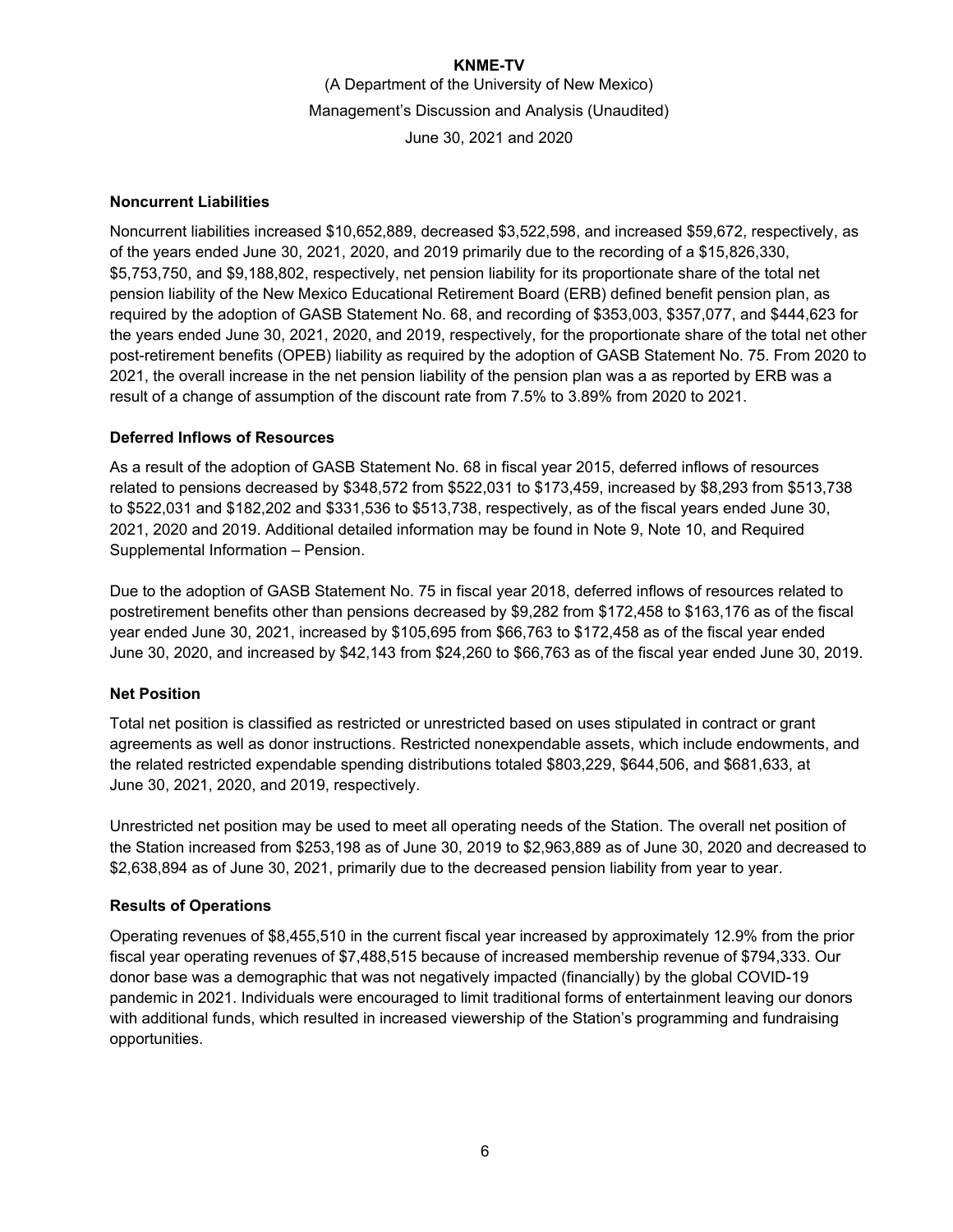## Noncurrent Liabilities

Noncurrent liabilities increased $10,652,889, decreased $3,522,598, and increased $59,672, respectively, as of the years ended June 30, 2021, 2020, and 2019 primarily due to the recording of a $15,826,330, $5,753,750, and $9,188,802, respectively, net pension liability for its proportionate share of the total net pension liability of the New Mexico Educational Retirement Board (ERB) defined benefit pension plan, as required by the adoption of GASB Statement No. 68, and recording of $353,003, $357,077, and $444,623 for the years ended June 30, 2021, 2020, and 2019, respectively, for the proportionate share of the total net other post-retirement benefits (OPEB) liability as required by the adoption of GASB Statement No. 75. From 2020 to 2021, the overall increase in the net pension liability of the pension plan was a as reported by ERB was a result of a change of assumption of the discount rate from 7.5% to 3.89% from 2020 to 2021.

## Deferred Inflows of Resources

As a result of the adoption of GASB Statement No. 68 in fiscal year 2015, deferred inflows of resources related to pensions decreased by $348,572 from $522,031 to $173,459, increased by $8,293 from $513,738 to $522,031 and $182,202 and $331,536 to $513,738, respectively, as of the fiscal years ended June 30, 2021, 2020 and 2019. Additional detailed information may be found in Note 9, Note 10, and Required Supplemental Information – Pension.

Due to the adoption of GASB Statement No. 75 in fiscal year 2018, deferred inflows of resources related to postretirement benefits other than pensions decreased by $9,282 from $172,458 to $163,176 as of the fiscal year ended June 30, 2021, increased by $105,695 from $66,763 to $172,458 as of the fiscal year ended June 30, 2020, and increased by $42,143 from $24,260 to $66,763 as of the fiscal year ended June 30, 2019.

## Net Position

Total net position is classified as restricted or unrestricted based on uses stipulated in contract or grant agreements as well as donor instructions. Restricted nonexpendable assets, which include endowments, and the related restricted expendable spending distributions totaled $803,229, $644,506, and $681,633, at June 30, 2021, 2020, and 2019, respectively.

Unrestricted net position may be used to meet all operating needs of the Station. The overall net position of the Station increased from $253,198 as of June 30, 2019 to $2,963,889 as of June 30, 2020 and decreased to $2,638,894 as of June 30, 2021, primarily due to the decreased pension liability from year to year.

## Results of Operations

Operating revenues of $8,455,510 in the current fiscal year increased by approximately 12.9% from the prior fiscal year operating revenues of $7,488,515 because of increased membership revenue of $794,333. Our donor base was a demographic that was not negatively impacted (financially) by the global COVID-19 pandemic in 2021. Individuals were encouraged to limit traditional forms of entertainment leaving our donors with additional funds, which resulted in increased viewership of the Station's programming and fundraising opportunities.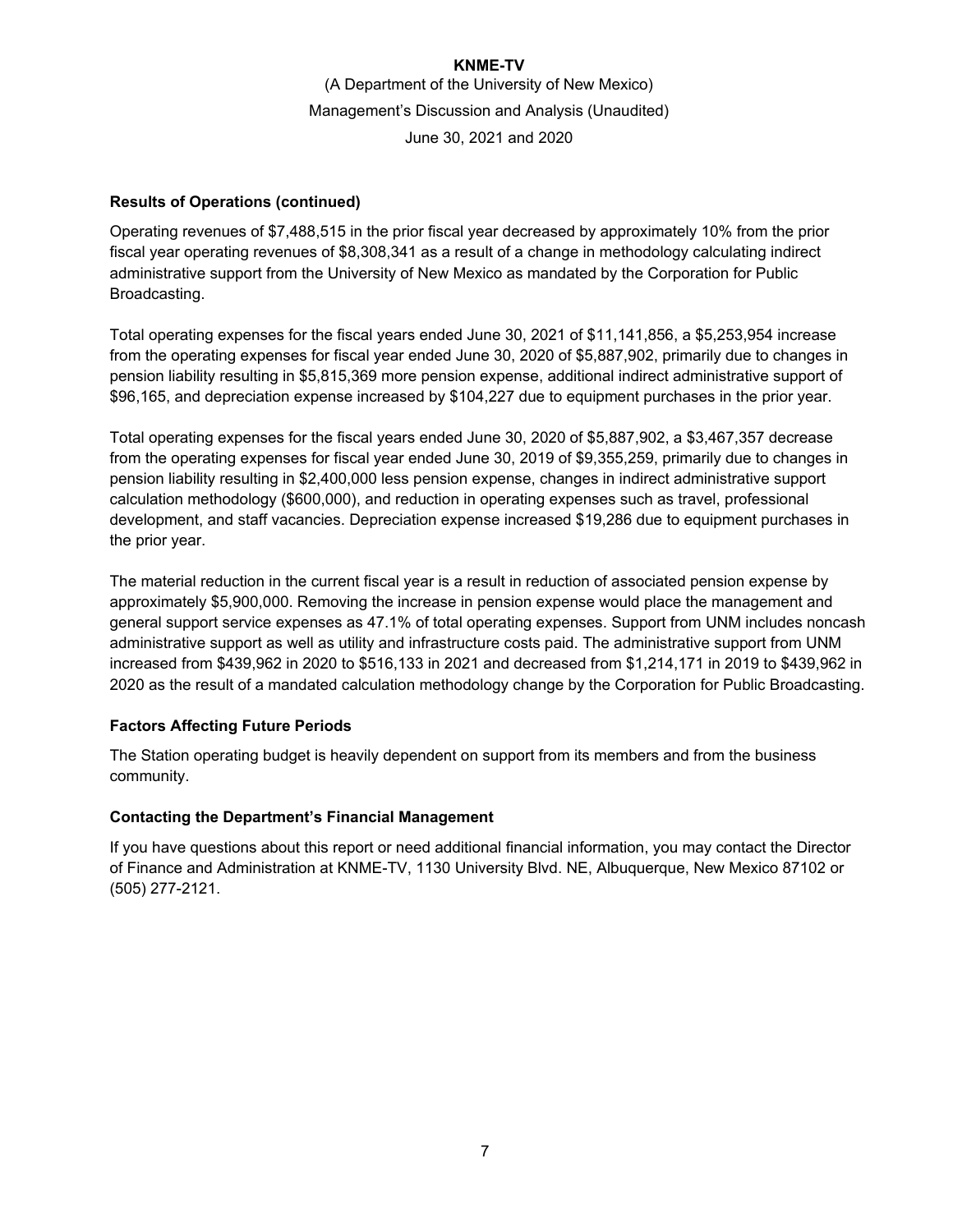**KNME-TV**

(A Department of the University of New Mexico)

Management's Discussion and Analysis (Unaudited)

June 30, 2021 and 2020

### Results of Operations (continued)

Operating revenues of $7,488,515 in the prior fiscal year decreased by approximately 10% from the prior fiscal year operating revenues of $8,308,341 as a result of a change in methodology calculating indirect administrative support from the University of New Mexico as mandated by the Corporation for Public Broadcasting.

Total operating expenses for the fiscal years ended June 30, 2021 of $11,141,856, a $5,253,954 increase from the operating expenses for fiscal year ended June 30, 2020 of $5,887,902, primarily due to changes in pension liability resulting in $5,815,369 more pension expense, additional indirect administrative support of $96,165, and depreciation expense increased by $104,227 due to equipment purchases in the prior year.

Total operating expenses for the fiscal years ended June 30, 2020 of $5,887,902, a $3,467,357 decrease from the operating expenses for fiscal year ended June 30, 2019 of $9,355,259, primarily due to changes in pension liability resulting in $2,400,000 less pension expense, changes in indirect administrative support calculation methodology ($600,000), and reduction in operating expenses such as travel, professional development, and staff vacancies. Depreciation expense increased $19,286 due to equipment purchases in the prior year.

The material reduction in the current fiscal year is a result in reduction of associated pension expense by approximately $5,900,000. Removing the increase in pension expense would place the management and general support service expenses as 47.1% of total operating expenses. Support from UNM includes noncash administrative support as well as utility and infrastructure costs paid. The administrative support from UNM increased from $439,962 in 2020 to $516,133 in 2021 and decreased from $1,214,171 in 2019 to $439,962 in 2020 as the result of a mandated calculation methodology change by the Corporation for Public Broadcasting.

### Factors Affecting Future Periods

The Station operating budget is heavily dependent on support from its members and from the business community.

### Contacting the Department's Financial Management

If you have questions about this report or need additional financial information, you may contact the Director of Finance and Administration at KNME-TV, 1130 University Blvd. NE, Albuquerque, New Mexico 87102 or (505) 277-2121.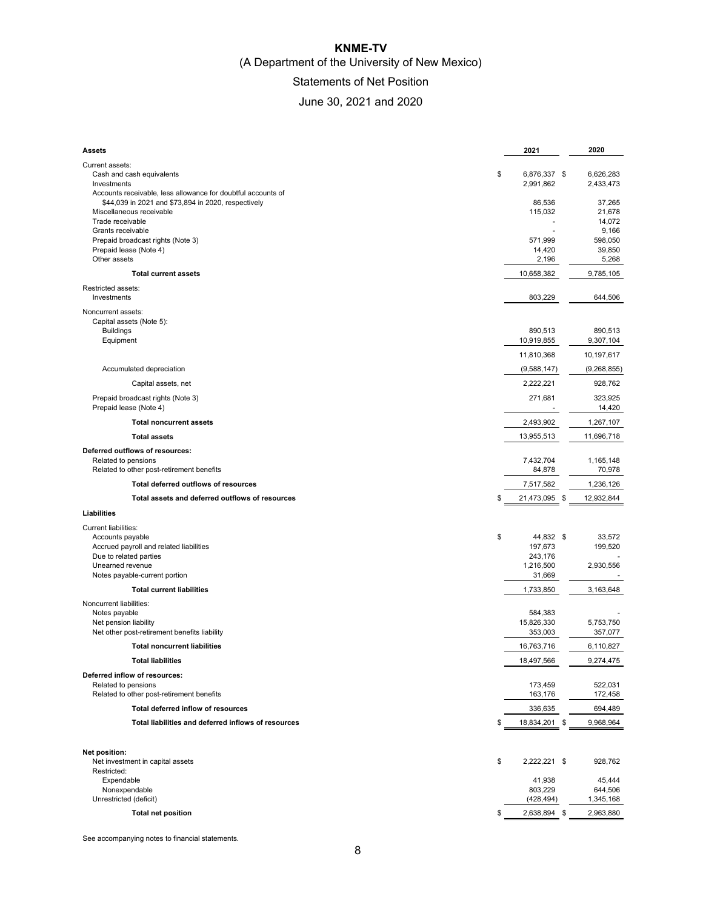# KNME-TV

(A Department of the University of New Mexico)

Statements of Net Position

June 30, 2021 and 2020

| **Assets** | 2021 | 2020 |
|---|---|---|
| Current assets: | | |
| Cash and cash equivalents | $ 6,876,337 | $ 6,626,283 |
| Investments | 2,991,862 | 2,433,473 |
| Accounts receivable, less allowance for doubtful accounts of $44,039 in 2021 and $73,894 in 2020, respectively | 86,536 | 37,265 |
| Miscellaneous receivable | 115,032 | 21,678 |
| Trade receivable | - | 14,072 |
| Grants receivable | - | 9,166 |
| Prepaid broadcast rights (Note 3) | 571,999 | 598,050 |
| Prepaid lease (Note 4) | 14,420 | 39,850 |
| Other assets | 2,196 | 5,268 |
| **Total current assets** | 10,658,382 | 9,785,105 |
| Restricted assets: | | |
| Investments | 803,229 | 644,506 |
| Noncurrent assets: | | |
| Capital assets (Note 5): | | |
| Buildings | 890,513 | 890,513 |
| Equipment | 10,919,855 | 9,307,104 |
| | 11,810,368 | 10,197,617 |
| Accumulated depreciation | (9,588,147) | (9,268,855) |
| Capital assets, net | 2,222,221 | 928,762 |
| Prepaid broadcast rights (Note 3) | 271,681 | 323,925 |
| Prepaid lease (Note 4) | - | 14,420 |
| **Total noncurrent assets** | 2,493,902 | 1,267,107 |
| **Total assets** | 13,955,513 | 11,696,718 |
| **Deferred outflows of resources:** | | |
| Related to pensions | 7,432,704 | 1,165,148 |
| Related to other post-retirement benefits | 84,878 | 70,978 |
| **Total deferred outflows of resources** | 7,517,582 | 1,236,126 |
| **Total assets and deferred outflows of resources** | $ 21,473,095 | $ 12,932,844 |
| **Liabilities** | | |
| Current liabilities: | | |
| Accounts payable | $ 44,832 | $ 33,572 |
| Accrued payroll and related liabilities | 197,673 | 199,520 |
| Due to related parties | 243,176 | - |
| Unearned revenue | 1,216,500 | 2,930,556 |
| Notes payable-current portion | 31,669 | - |
| **Total current liabilities** | 1,733,850 | 3,163,648 |
| Noncurrent liabilities: | | |
| Notes payable | 584,383 | - |
| Net pension liability | 15,826,330 | 5,753,750 |
| Net other post-retirement benefits liability | 353,003 | 357,077 |
| **Total noncurrent liabilities** | 16,763,716 | 6,110,827 |
| **Total liabilities** | 18,497,566 | 9,274,475 |
| **Deferred inflow of resources:** | | |
| Related to pensions | 173,459 | 522,031 |
| Related to other post-retirement benefits | 163,176 | 172,458 |
| **Total deferred inflow of resources** | 336,635 | 694,489 |
| **Total liabilities and deferred inflows of resources** | $ 18,834,201 | $ 9,968,964 |
| **Net position:** | | |
| Net investment in capital assets | $ 2,222,221 | $ 928,762 |
| Restricted: | | |
| Expendable | 41,938 | 45,444 |
| Nonexpendable | 803,229 | 644,506 |
| Unrestricted (deficit) | (428,494) | 1,345,168 |
| **Total net position** | $ 2,638,894 | $ 2,963,880 |

See accompanying notes to financial statements.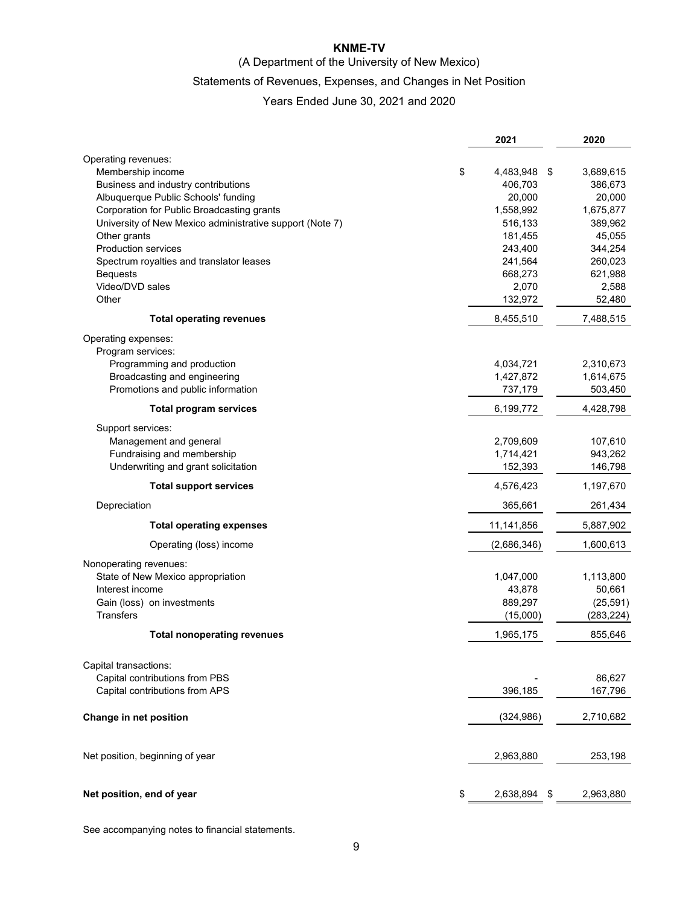**KNME-TV**

(A Department of the University of New Mexico)

Statements of Revenues, Expenses, and Changes in Net Position

Years Ended June 30, 2021 and 2020

| | 2021 | 2020 |
|---|---|---|
| Operating revenues: | | |
| Membership income | $ 4,483,948 | $ 3,689,615 |
| Business and industry contributions | 406,703 | 386,673 |
| Albuquerque Public Schools' funding | 20,000 | 20,000 |
| Corporation for Public Broadcasting grants | 1,558,992 | 1,675,877 |
| University of New Mexico administrative support (Note 7) | 516,133 | 389,962 |
| Other grants | 181,455 | 45,055 |
| Production services | 243,400 | 344,254 |
| Spectrum royalties and translator leases | 241,564 | 260,023 |
| Bequests | 668,273 | 621,988 |
| Video/DVD sales | 2,070 | 2,588 |
| Other | 132,972 | 52,480 |
| **Total operating revenues** | 8,455,510 | 7,488,515 |
| Operating expenses: | | |
| Program services: | | |
| Programming and production | 4,034,721 | 2,310,673 |
| Broadcasting and engineering | 1,427,872 | 1,614,675 |
| Promotions and public information | 737,179 | 503,450 |
| **Total program services** | 6,199,772 | 4,428,798 |
| Support services: | | |
| Management and general | 2,709,609 | 107,610 |
| Fundraising and membership | 1,714,421 | 943,262 |
| Underwriting and grant solicitation | 152,393 | 146,798 |
| **Total support services** | 4,576,423 | 1,197,670 |
| Depreciation | 365,661 | 261,434 |
| **Total operating expenses** | 11,141,856 | 5,887,902 |
| Operating (loss) income | (2,686,346) | 1,600,613 |
| Nonoperating revenues: | | |
| State of New Mexico appropriation | 1,047,000 | 1,113,800 |
| Interest income | 43,878 | 50,661 |
| Gain (loss) on investments | 889,297 | (25,591) |
| Transfers | (15,000) | (283,224) |
| **Total nonoperating revenues** | 1,965,175 | 855,646 |
| Capital transactions: | | |
| Capital contributions from PBS | - | 86,627 |
| Capital contributions from APS | 396,185 | 167,796 |
| **Change in net position** | (324,986) | 2,710,682 |
| Net position, beginning of year | 2,963,880 | 253,198 |
| **Net position, end of year** | $ 2,638,894 | $ 2,963,880 |

See accompanying notes to financial statements.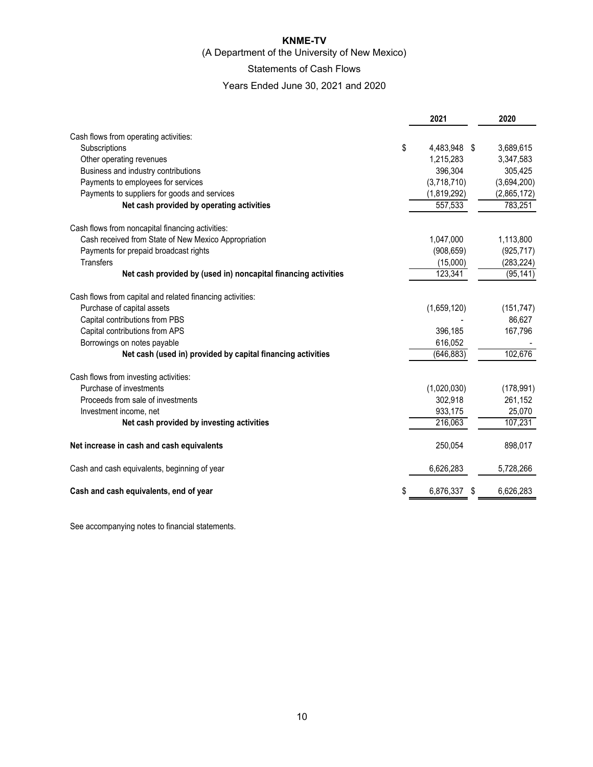# KNME-TV

(A Department of the University of New Mexico)

Statements of Cash Flows

Years Ended June 30, 2021 and 2020

| | 2021 | 2020 |
|---|---|---|
| Cash flows from operating activities: | | |
| Subscriptions | $ 4,483,948 | $ 3,689,615 |
| Other operating revenues | 1,215,283 | 3,347,583 |
| Business and industry contributions | 396,304 | 305,425 |
| Payments to employees for services | (3,718,710) | (3,694,200) |
| Payments to suppliers for goods and services | (1,819,292) | (2,865,172) |
| **Net cash provided by operating activities** | 557,533 | 783,251 |
| Cash flows from noncapital financing activities: | | |
| Cash received from State of New Mexico Appropriation | 1,047,000 | 1,113,800 |
| Payments for prepaid broadcast rights | (908,659) | (925,717) |
| Transfers | (15,000) | (283,224) |
| **Net cash provided by (used in) noncapital financing activities** | 123,341 | (95,141) |
| Cash flows from capital and related financing activities: | | |
| Purchase of capital assets | (1,659,120) | (151,747) |
| Capital contributions from PBS | - | 86,627 |
| Capital contributions from APS | 396,185 | 167,796 |
| Borrowings on notes payable | 616,052 | - |
| **Net cash (used in) provided by capital financing activities** | (646,883) | 102,676 |
| Cash flows from investing activities: | | |
| Purchase of investments | (1,020,030) | (178,991) |
| Proceeds from sale of investments | 302,918 | 261,152 |
| Investment income, net | 933,175 | 25,070 |
| **Net cash provided by investing activities** | 216,063 | 107,231 |
| **Net increase in cash and cash equivalents** | 250,054 | 898,017 |
| Cash and cash equivalents, beginning of year | 6,626,283 | 5,728,266 |
| **Cash and cash equivalents, end of year** | $ 6,876,337 | $ 6,626,283 |

See accompanying notes to financial statements.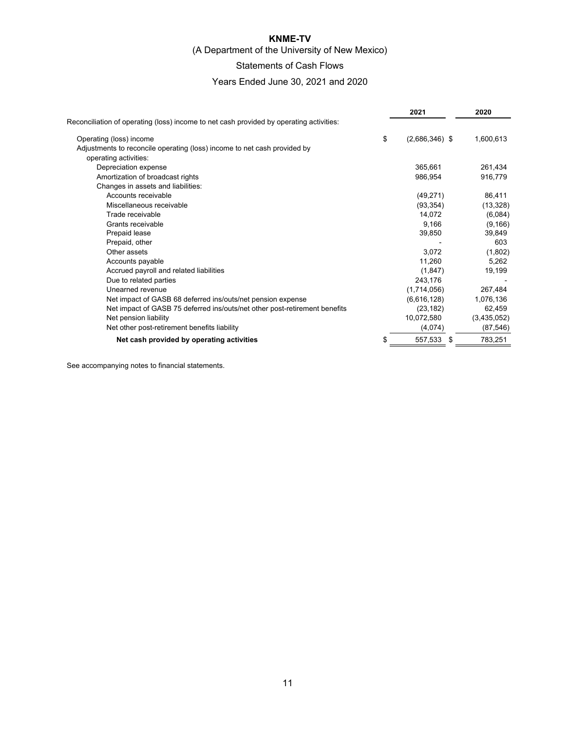# KNME-TV

(A Department of the University of New Mexico)

Statements of Cash Flows

Years Ended June 30, 2021 and 2020

| | 2021 | 2020 |
|---|---|---|
| Reconciliation of operating (loss) income to net cash provided by operating activities: | | |
| Operating (loss) income | $ (2,686,346) | $ 1,600,613 |
| Adjustments to reconcile operating (loss) income to net cash provided by operating activities: | | |
| Depreciation expense | 365,661 | 261,434 |
| Amortization of broadcast rights | 986,954 | 916,779 |
| Changes in assets and liabilities: | | |
| Accounts receivable | (49,271) | 86,411 |
| Miscellaneous receivable | (93,354) | (13,328) |
| Trade receivable | 14,072 | (6,084) |
| Grants receivable | 9,166 | (9,166) |
| Prepaid lease | 39,850 | 39,849 |
| Prepaid, other | - | 603 |
| Other assets | 3,072 | (1,802) |
| Accounts payable | 11,260 | 5,262 |
| Accrued payroll and related liabilities | (1,847) | 19,199 |
| Due to related parties | 243,176 | - |
| Unearned revenue | (1,714,056) | 267,484 |
| Net impact of GASB 68 deferred ins/outs/net pension expense | (6,616,128) | 1,076,136 |
| Net impact of GASB 75 deferred ins/outs/net other post-retirement benefits | (23,182) | 62,459 |
| Net pension liability | 10,072,580 | (3,435,052) |
| Net other post-retirement benefits liability | (4,074) | (87,546) |
| **Net cash provided by operating activities** | $ 557,533 | $ 783,251 |

See accompanying notes to financial statements.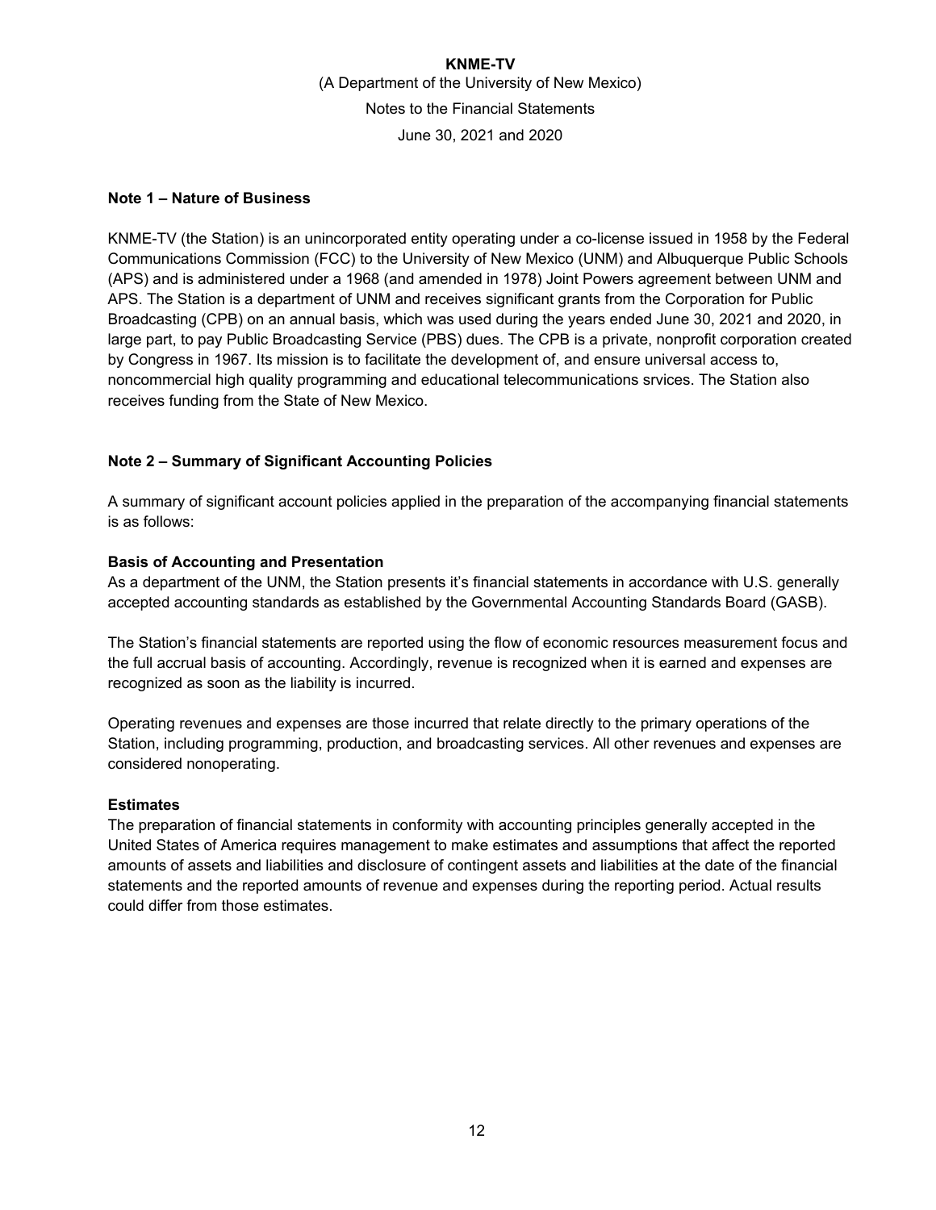**KNME-TV**

(A Department of the University of New Mexico)

Notes to the Financial Statements

June 30, 2021 and 2020

### Note 1 – Nature of Business

KNME-TV (the Station) is an unincorporated entity operating under a co-license issued in 1958 by the Federal Communications Commission (FCC) to the University of New Mexico (UNM) and Albuquerque Public Schools (APS) and is administered under a 1968 (and amended in 1978) Joint Powers agreement between UNM and APS. The Station is a department of UNM and receives significant grants from the Corporation for Public Broadcasting (CPB) on an annual basis, which was used during the years ended June 30, 2021 and 2020, in large part, to pay Public Broadcasting Service (PBS) dues. The CPB is a private, nonprofit corporation created by Congress in 1967. Its mission is to facilitate the development of, and ensure universal access to, noncommercial high quality programming and educational telecommunications srvices. The Station also receives funding from the State of New Mexico.

### Note 2 – Summary of Significant Accounting Policies

A summary of significant account policies applied in the preparation of the accompanying financial statements is as follows:

**Basis of Accounting and Presentation**

As a department of the UNM, the Station presents it's financial statements in accordance with U.S. generally accepted accounting standards as established by the Governmental Accounting Standards Board (GASB).

The Station's financial statements are reported using the flow of economic resources measurement focus and the full accrual basis of accounting. Accordingly, revenue is recognized when it is earned and expenses are recognized as soon as the liability is incurred.

Operating revenues and expenses are those incurred that relate directly to the primary operations of the Station, including programming, production, and broadcasting services. All other revenues and expenses are considered nonoperating.

**Estimates**

The preparation of financial statements in conformity with accounting principles generally accepted in the United States of America requires management to make estimates and assumptions that affect the reported amounts of assets and liabilities and disclosure of contingent assets and liabilities at the date of the financial statements and the reported amounts of revenue and expenses during the reporting period. Actual results could differ from those estimates.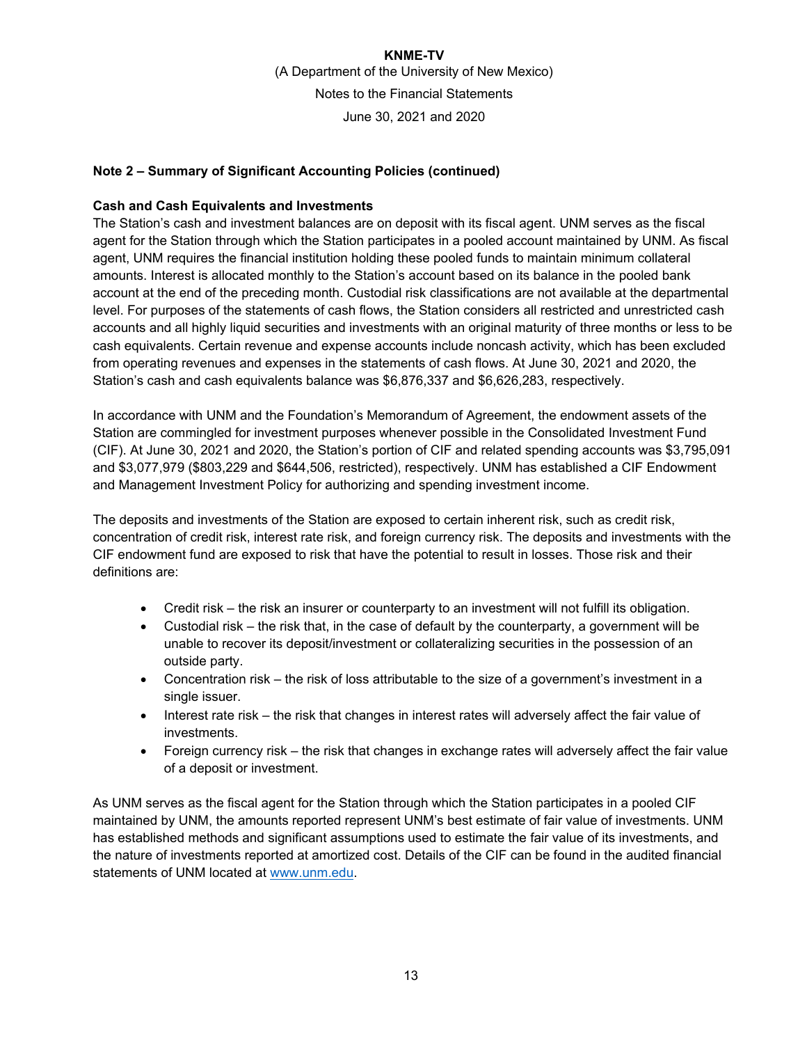## Note 2 – Summary of Significant Accounting Policies (continued)

### Cash and Cash Equivalents and Investments

The Station's cash and investment balances are on deposit with its fiscal agent. UNM serves as the fiscal agent for the Station through which the Station participates in a pooled account maintained by UNM. As fiscal agent, UNM requires the financial institution holding these pooled funds to maintain minimum collateral amounts. Interest is allocated monthly to the Station's account based on its balance in the pooled bank account at the end of the preceding month. Custodial risk classifications are not available at the departmental level. For purposes of the statements of cash flows, the Station considers all restricted and unrestricted cash accounts and all highly liquid securities and investments with an original maturity of three months or less to be cash equivalents. Certain revenue and expense accounts include noncash activity, which has been excluded from operating revenues and expenses in the statements of cash flows. At June 30, 2021 and 2020, the Station's cash and cash equivalents balance was $6,876,337 and $6,626,283, respectively.

In accordance with UNM and the Foundation's Memorandum of Agreement, the endowment assets of the Station are commingled for investment purposes whenever possible in the Consolidated Investment Fund (CIF). At June 30, 2021 and 2020, the Station's portion of CIF and related spending accounts was $3,795,091 and $3,077,979 ($803,229 and $644,506, restricted), respectively. UNM has established a CIF Endowment and Management Investment Policy for authorizing and spending investment income.

The deposits and investments of the Station are exposed to certain inherent risk, such as credit risk, concentration of credit risk, interest rate risk, and foreign currency risk. The deposits and investments with the CIF endowment fund are exposed to risk that have the potential to result in losses. Those risk and their definitions are:

- Credit risk – the risk an insurer or counterparty to an investment will not fulfill its obligation.
- Custodial risk – the risk that, in the case of default by the counterparty, a government will be unable to recover its deposit/investment or collateralizing securities in the possession of an outside party.
- Concentration risk – the risk of loss attributable to the size of a government's investment in a single issuer.
- Interest rate risk – the risk that changes in interest rates will adversely affect the fair value of investments.
- Foreign currency risk – the risk that changes in exchange rates will adversely affect the fair value of a deposit or investment.

As UNM serves as the fiscal agent for the Station through which the Station participates in a pooled CIF maintained by UNM, the amounts reported represent UNM's best estimate of fair value of investments. UNM has established methods and significant assumptions used to estimate the fair value of its investments, and the nature of investments reported at amortized cost. Details of the CIF can be found in the audited financial statements of UNM located at [www.unm.edu](www.unm.edu).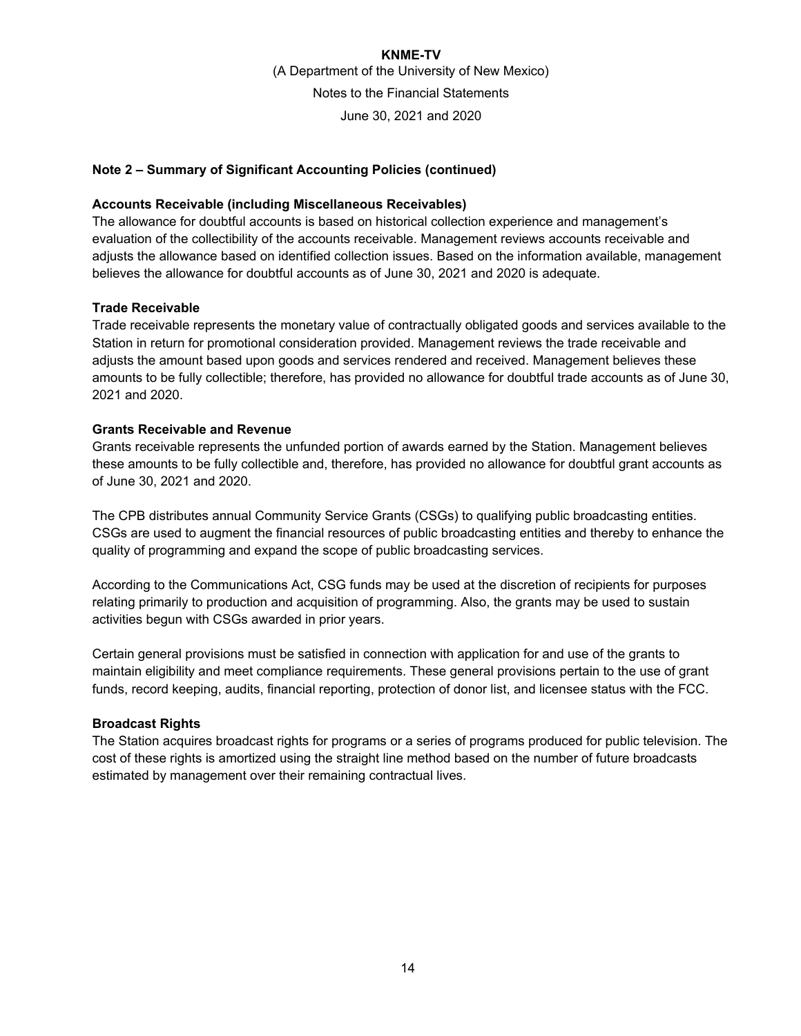## Note 2 – Summary of Significant Accounting Policies (continued)

### Accounts Receivable (including Miscellaneous Receivables)

The allowance for doubtful accounts is based on historical collection experience and management's evaluation of the collectibility of the accounts receivable. Management reviews accounts receivable and adjusts the allowance based on identified collection issues. Based on the information available, management believes the allowance for doubtful accounts as of June 30, 2021 and 2020 is adequate.

### Trade Receivable

Trade receivable represents the monetary value of contractually obligated goods and services available to the Station in return for promotional consideration provided. Management reviews the trade receivable and adjusts the amount based upon goods and services rendered and received. Management believes these amounts to be fully collectible; therefore, has provided no allowance for doubtful trade accounts as of June 30, 2021 and 2020.

### Grants Receivable and Revenue

Grants receivable represents the unfunded portion of awards earned by the Station. Management believes these amounts to be fully collectible and, therefore, has provided no allowance for doubtful grant accounts as of June 30, 2021 and 2020.

The CPB distributes annual Community Service Grants (CSGs) to qualifying public broadcasting entities. CSGs are used to augment the financial resources of public broadcasting entities and thereby to enhance the quality of programming and expand the scope of public broadcasting services.

According to the Communications Act, CSG funds may be used at the discretion of recipients for purposes relating primarily to production and acquisition of programming. Also, the grants may be used to sustain activities begun with CSGs awarded in prior years.

Certain general provisions must be satisfied in connection with application for and use of the grants to maintain eligibility and meet compliance requirements. These general provisions pertain to the use of grant funds, record keeping, audits, financial reporting, protection of donor list, and licensee status with the FCC.

### Broadcast Rights

The Station acquires broadcast rights for programs or a series of programs produced for public television. The cost of these rights is amortized using the straight line method based on the number of future broadcasts estimated by management over their remaining contractual lives.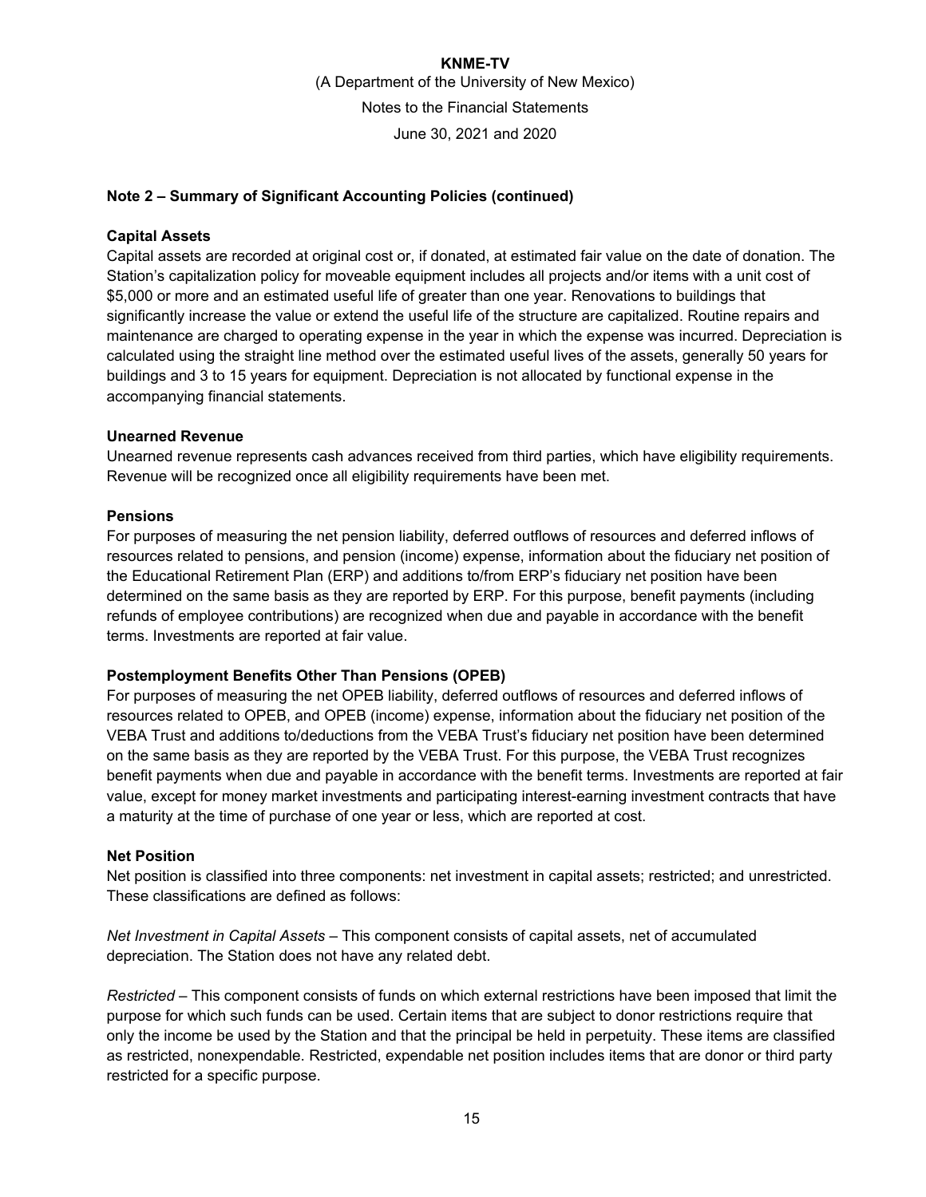## Note 2 – Summary of Significant Accounting Policies (continued)

### Capital Assets

Capital assets are recorded at original cost or, if donated, at estimated fair value on the date of donation. The Station's capitalization policy for moveable equipment includes all projects and/or items with a unit cost of $5,000 or more and an estimated useful life of greater than one year. Renovations to buildings that significantly increase the value or extend the useful life of the structure are capitalized. Routine repairs and maintenance are charged to operating expense in the year in which the expense was incurred. Depreciation is calculated using the straight line method over the estimated useful lives of the assets, generally 50 years for buildings and 3 to 15 years for equipment. Depreciation is not allocated by functional expense in the accompanying financial statements.

### Unearned Revenue

Unearned revenue represents cash advances received from third parties, which have eligibility requirements. Revenue will be recognized once all eligibility requirements have been met.

### Pensions

For purposes of measuring the net pension liability, deferred outflows of resources and deferred inflows of resources related to pensions, and pension (income) expense, information about the fiduciary net position of the Educational Retirement Plan (ERP) and additions to/from ERP's fiduciary net position have been determined on the same basis as they are reported by ERP. For this purpose, benefit payments (including refunds of employee contributions) are recognized when due and payable in accordance with the benefit terms. Investments are reported at fair value.

### Postemployment Benefits Other Than Pensions (OPEB)

For purposes of measuring the net OPEB liability, deferred outflows of resources and deferred inflows of resources related to OPEB, and OPEB (income) expense, information about the fiduciary net position of the VEBA Trust and additions to/deductions from the VEBA Trust's fiduciary net position have been determined on the same basis as they are reported by the VEBA Trust. For this purpose, the VEBA Trust recognizes benefit payments when due and payable in accordance with the benefit terms. Investments are reported at fair value, except for money market investments and participating interest-earning investment contracts that have a maturity at the time of purchase of one year or less, which are reported at cost.

### Net Position

Net position is classified into three components: net investment in capital assets; restricted; and unrestricted. These classifications are defined as follows:

*Net Investment in Capital Assets* – This component consists of capital assets, net of accumulated depreciation. The Station does not have any related debt.

*Restricted* – This component consists of funds on which external restrictions have been imposed that limit the purpose for which such funds can be used. Certain items that are subject to donor restrictions require that only the income be used by the Station and that the principal be held in perpetuity. These items are classified as restricted, nonexpendable. Restricted, expendable net position includes items that are donor or third party restricted for a specific purpose.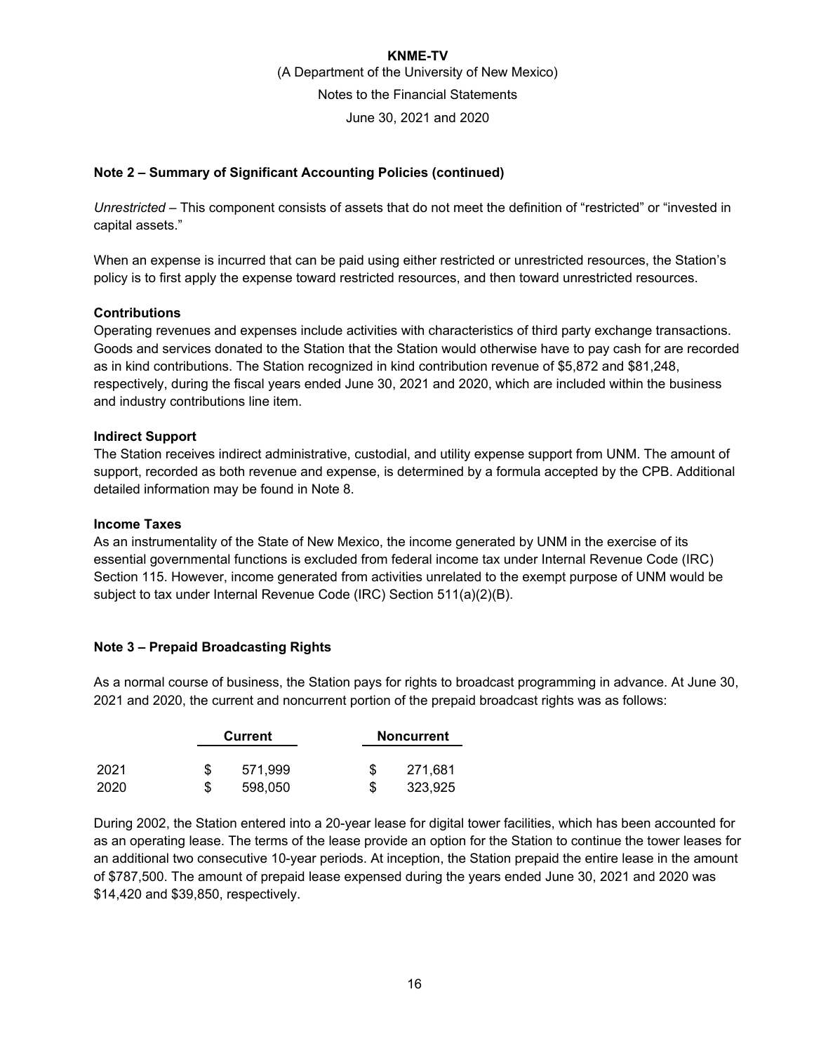**Note 2 – Summary of Significant Accounting Policies (continued)**

*Unrestricted* – This component consists of assets that do not meet the definition of "restricted" or "invested in capital assets."

When an expense is incurred that can be paid using either restricted or unrestricted resources, the Station's policy is to first apply the expense toward restricted resources, and then toward unrestricted resources.

**Contributions**

Operating revenues and expenses include activities with characteristics of third party exchange transactions. Goods and services donated to the Station that the Station would otherwise have to pay cash for are recorded as in kind contributions. The Station recognized in kind contribution revenue of $5,872 and $81,248, respectively, during the fiscal years ended June 30, 2021 and 2020, which are included within the business and industry contributions line item.

**Indirect Support**

The Station receives indirect administrative, custodial, and utility expense support from UNM. The amount of support, recorded as both revenue and expense, is determined by a formula accepted by the CPB. Additional detailed information may be found in Note 8.

**Income Taxes**

As an instrumentality of the State of New Mexico, the income generated by UNM in the exercise of its essential governmental functions is excluded from federal income tax under Internal Revenue Code (IRC) Section 115. However, income generated from activities unrelated to the exempt purpose of UNM would be subject to tax under Internal Revenue Code (IRC) Section 511(a)(2)(B).

**Note 3 – Prepaid Broadcasting Rights**

As a normal course of business, the Station pays for rights to broadcast programming in advance. At June 30, 2021 and 2020, the current and noncurrent portion of the prepaid broadcast rights was as follows:

| | Current | Noncurrent |
|---|---|---|
| 2021 | $ 571,999 | $ 271,681 |
| 2020 | $ 598,050 | $ 323,925 |

During 2002, the Station entered into a 20-year lease for digital tower facilities, which has been accounted for as an operating lease. The terms of the lease provide an option for the Station to continue the tower leases for an additional two consecutive 10-year periods. At inception, the Station prepaid the entire lease in the amount of $787,500. The amount of prepaid lease expensed during the years ended June 30, 2021 and 2020 was $14,420 and $39,850, respectively.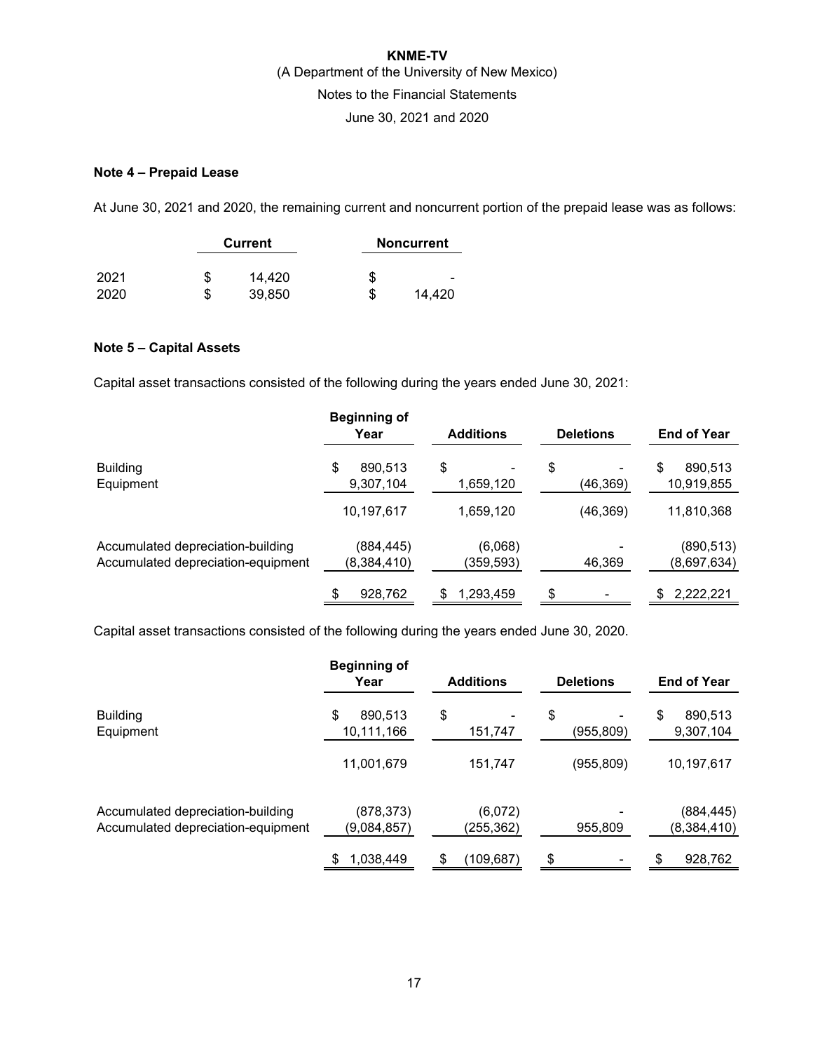# KNME-TV

(A Department of the University of New Mexico)

Notes to the Financial Statements

June 30, 2021 and 2020

### Note 4 – Prepaid Lease

At June 30, 2021 and 2020, the remaining current and noncurrent portion of the prepaid lease was as follows:

| | Current | Noncurrent |
|---|---|---|
| 2021 | $ 14,420 | $ - |
| 2020 | $ 39,850 | $ 14,420 |

### Note 5 – Capital Assets

Capital asset transactions consisted of the following during the years ended June 30, 2021:

| | Beginning of Year | Additions | Deletions | End of Year |
|---|---|---|---|---|
| Building | $ 890,513 | $ - | $ - | $ 890,513 |
| Equipment | 9,307,104 | 1,659,120 | (46,369) | 10,919,855 |
| | 10,197,617 | 1,659,120 | (46,369) | 11,810,368 |
| Accumulated depreciation-building | (884,445) | (6,068) | - | (890,513) |
| Accumulated depreciation-equipment | (8,384,410) | (359,593) | 46,369 | (8,697,634) |
| | $ 928,762 | $ 1,293,459 | $ - | $ 2,222,221 |

Capital asset transactions consisted of the following during the years ended June 30, 2020.

| | Beginning of Year | Additions | Deletions | End of Year |
|---|---|---|---|---|
| Building | $ 890,513 | $ - | $ - | $ 890,513 |
| Equipment | 10,111,166 | 151,747 | (955,809) | 9,307,104 |
| | 11,001,679 | 151,747 | (955,809) | 10,197,617 |
| Accumulated depreciation-building | (878,373) | (6,072) | - | (884,445) |
| Accumulated depreciation-equipment | (9,084,857) | (255,362) | 955,809 | (8,384,410) |
| | $ 1,038,449 | $ (109,687) | $ - | $ 928,762 |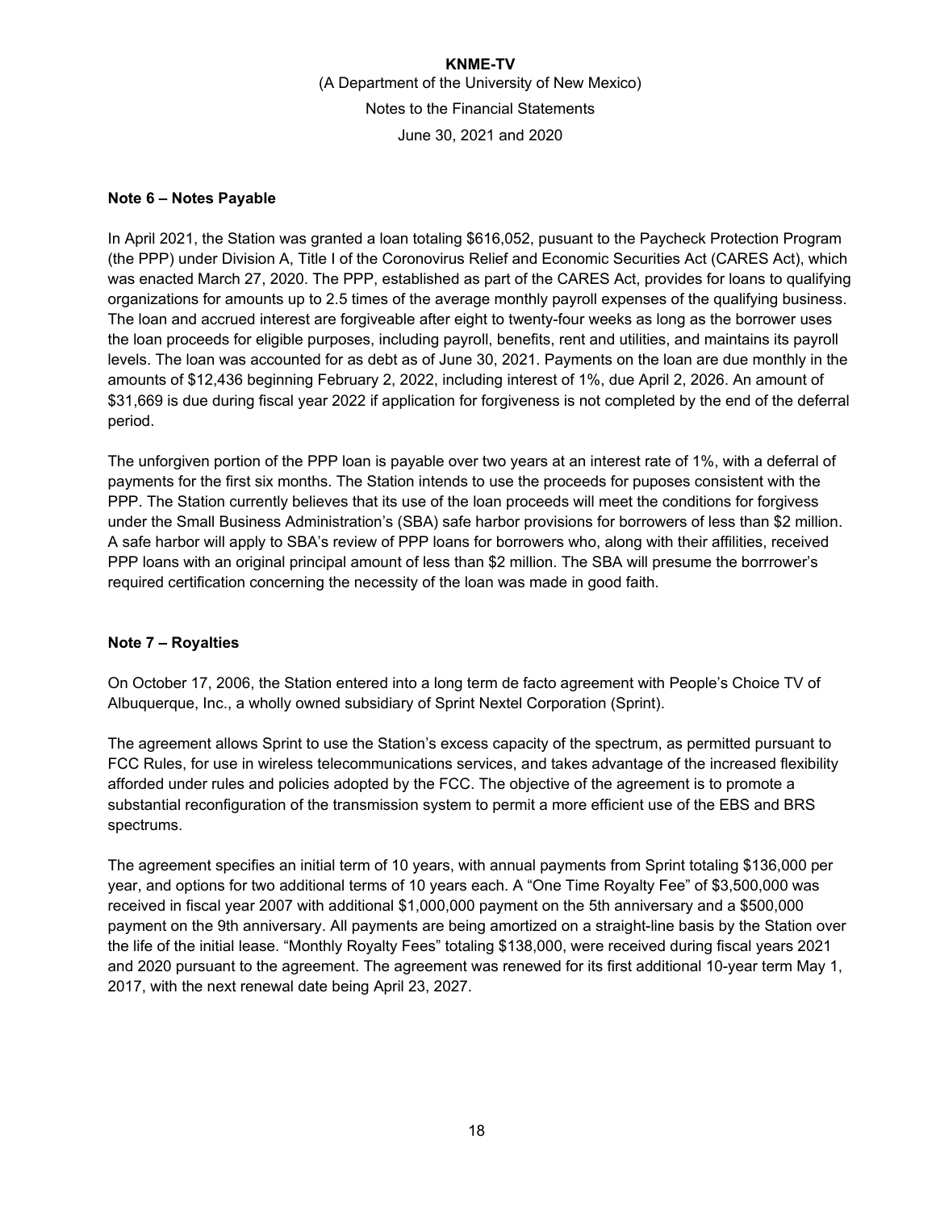## Note 6 – Notes Payable

In April 2021, the Station was granted a loan totaling $616,052, pusuant to the Paycheck Protection Program (the PPP) under Division A, Title I of the Coronovirus Relief and Economic Securities Act (CARES Act), which was enacted March 27, 2020. The PPP, established as part of the CARES Act, provides for loans to qualifying organizations for amounts up to 2.5 times of the average monthly payroll expenses of the qualifying business. The loan and accrued interest are forgiveable after eight to twenty-four weeks as long as the borrower uses the loan proceeds for eligible purposes, including payroll, benefits, rent and utilities, and maintains its payroll levels. The loan was accounted for as debt as of June 30, 2021. Payments on the loan are due monthly in the amounts of $12,436 beginning February 2, 2022, including interest of 1%, due April 2, 2026. An amount of $31,669 is due during fiscal year 2022 if application for forgiveness is not completed by the end of the deferral period.

The unforgiven portion of the PPP loan is payable over two years at an interest rate of 1%, with a deferral of payments for the first six months. The Station intends to use the proceeds for puposes consistent with the PPP. The Station currently believes that its use of the loan proceeds will meet the conditions for forgivess under the Small Business Administration's (SBA) safe harbor provisions for borrowers of less than $2 million. A safe harbor will apply to SBA's review of PPP loans for borrowers who, along with their affilities, received PPP loans with an original principal amount of less than $2 million. The SBA will presume the borrrower's required certification concerning the necessity of the loan was made in good faith.

## Note 7 – Royalties

On October 17, 2006, the Station entered into a long term de facto agreement with People's Choice TV of Albuquerque, Inc., a wholly owned subsidiary of Sprint Nextel Corporation (Sprint).

The agreement allows Sprint to use the Station's excess capacity of the spectrum, as permitted pursuant to FCC Rules, for use in wireless telecommunications services, and takes advantage of the increased flexibility afforded under rules and policies adopted by the FCC. The objective of the agreement is to promote a substantial reconfiguration of the transmission system to permit a more efficient use of the EBS and BRS spectrums.

The agreement specifies an initial term of 10 years, with annual payments from Sprint totaling $136,000 per year, and options for two additional terms of 10 years each. A "One Time Royalty Fee" of $3,500,000 was received in fiscal year 2007 with additional $1,000,000 payment on the 5th anniversary and a $500,000 payment on the 9th anniversary. All payments are being amortized on a straight-line basis by the Station over the life of the initial lease. "Monthly Royalty Fees" totaling $138,000, were received during fiscal years 2021 and 2020 pursuant to the agreement. The agreement was renewed for its first additional 10-year term May 1, 2017, with the next renewal date being April 23, 2027.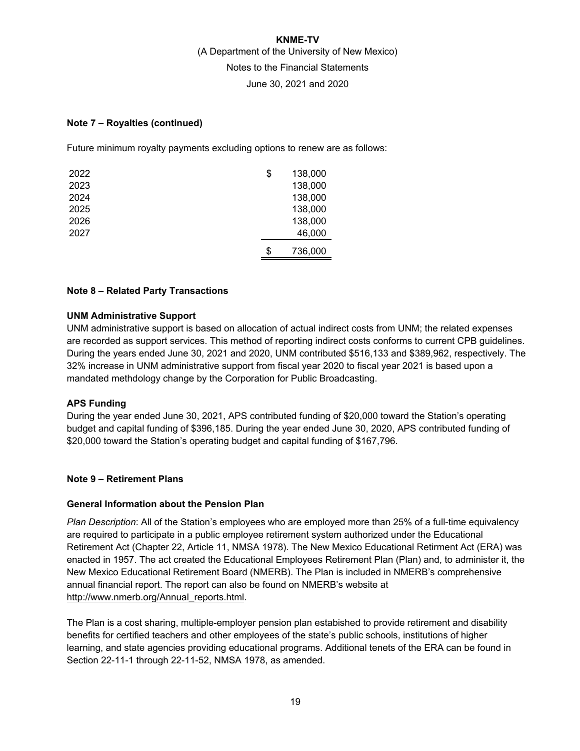**Note 7 – Royalties (continued)**

Future minimum royalty payments excluding options to renew are as follows:

| | |
|---|---|
| 2022 | $ 138,000 |
| 2023 | 138,000 |
| 2024 | 138,000 |
| 2025 | 138,000 |
| 2026 | 138,000 |
| 2027 | 46,000 |
| | $ 736,000 |

**Note 8 – Related Party Transactions**

**UNM Administrative Support**

UNM administrative support is based on allocation of actual indirect costs from UNM; the related expenses are recorded as support services. This method of reporting indirect costs conforms to current CPB guidelines. During the years ended June 30, 2021 and 2020, UNM contributed $516,133 and $389,962, respectively. The 32% increase in UNM administrative support from fiscal year 2020 to fiscal year 2021 is based upon a mandated methdology change by the Corporation for Public Broadcasting.

**APS Funding**

During the year ended June 30, 2021, APS contributed funding of $20,000 toward the Station's operating budget and capital funding of $396,185. During the year ended June 30, 2020, APS contributed funding of $20,000 toward the Station's operating budget and capital funding of $167,796.

**Note 9 – Retirement Plans**

**General Information about the Pension Plan**

*Plan Description*: All of the Station's employees who are employed more than 25% of a full-time equivalency are required to participate in a public employee retirement system authorized under the Educational Retirement Act (Chapter 22, Article 11, NMSA 1978). The New Mexico Educational Retirment Act (ERA) was enacted in 1957. The act created the Educational Employees Retirement Plan (Plan) and, to administer it, the New Mexico Educational Retirement Board (NMERB). The Plan is included in NMERB's comprehensive annual financial report. The report can also be found on NMERB's website at http://www.nmerb.org/Annual_reports.html.

The Plan is a cost sharing, multiple-employer pension plan estabished to provide retirement and disability benefits for certified teachers and other employees of the state's public schools, institutions of higher learning, and state agencies providing educational programs. Additional tenets of the ERA can be found in Section 22-11-1 through 22-11-52, NMSA 1978, as amended.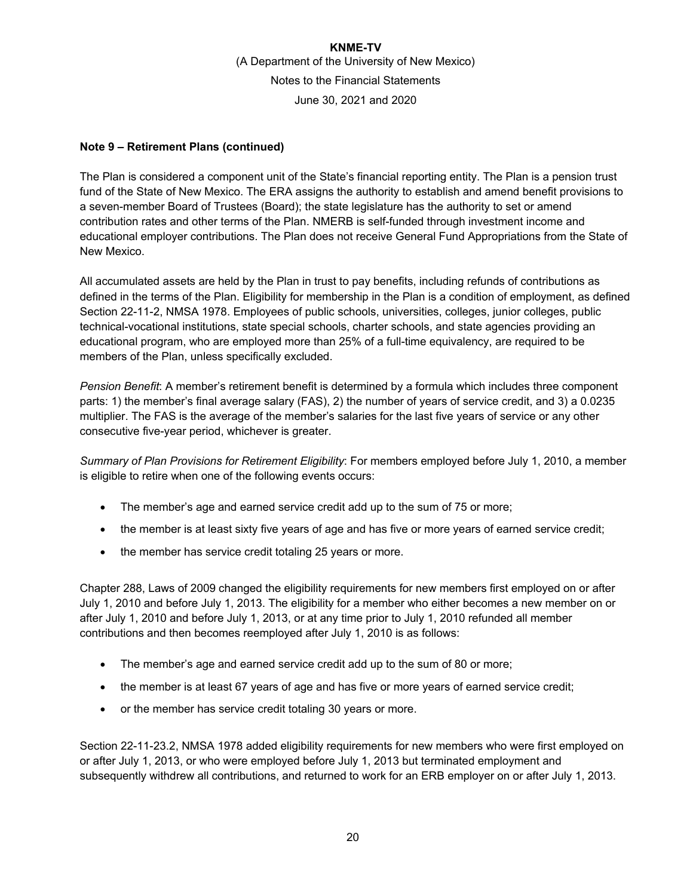**Note 9 – Retirement Plans (continued)**

The Plan is considered a component unit of the State's financial reporting entity. The Plan is a pension trust fund of the State of New Mexico. The ERA assigns the authority to establish and amend benefit provisions to a seven-member Board of Trustees (Board); the state legislature has the authority to set or amend contribution rates and other terms of the Plan. NMERB is self-funded through investment income and educational employer contributions. The Plan does not receive General Fund Appropriations from the State of New Mexico.

All accumulated assets are held by the Plan in trust to pay benefits, including refunds of contributions as defined in the terms of the Plan. Eligibility for membership in the Plan is a condition of employment, as defined Section 22-11-2, NMSA 1978. Employees of public schools, universities, colleges, junior colleges, public technical-vocational institutions, state special schools, charter schools, and state agencies providing an educational program, who are employed more than 25% of a full-time equivalency, are required to be members of the Plan, unless specifically excluded.

*Pension Benefit*: A member's retirement benefit is determined by a formula which includes three component parts: 1) the member's final average salary (FAS), 2) the number of years of service credit, and 3) a 0.0235 multiplier. The FAS is the average of the member's salaries for the last five years of service or any other consecutive five-year period, whichever is greater.

*Summary of Plan Provisions for Retirement Eligibility*: For members employed before July 1, 2010, a member is eligible to retire when one of the following events occurs:

- The member's age and earned service credit add up to the sum of 75 or more;
- the member is at least sixty five years of age and has five or more years of earned service credit;
- the member has service credit totaling 25 years or more.

Chapter 288, Laws of 2009 changed the eligibility requirements for new members first employed on or after July 1, 2010 and before July 1, 2013. The eligibility for a member who either becomes a new member on or after July 1, 2010 and before July 1, 2013, or at any time prior to July 1, 2010 refunded all member contributions and then becomes reemployed after July 1, 2010 is as follows:

- The member's age and earned service credit add up to the sum of 80 or more;
- the member is at least 67 years of age and has five or more years of earned service credit;
- or the member has service credit totaling 30 years or more.

Section 22-11-23.2, NMSA 1978 added eligibility requirements for new members who were first employed on or after July 1, 2013, or who were employed before July 1, 2013 but terminated employment and subsequently withdrew all contributions, and returned to work for an ERB employer on or after July 1, 2013.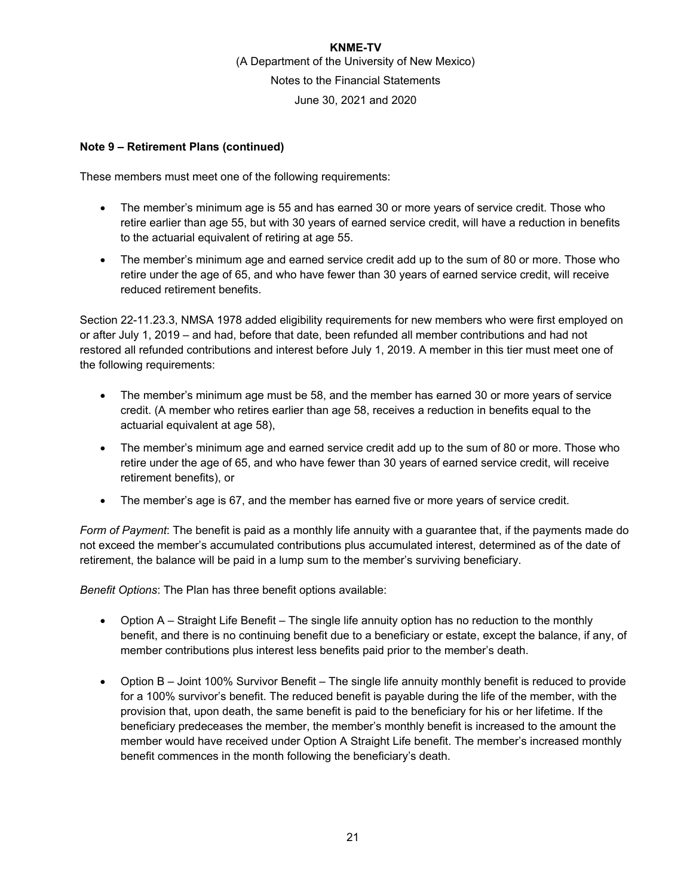**Note 9 – Retirement Plans (continued)**

These members must meet one of the following requirements:

- The member's minimum age is 55 and has earned 30 or more years of service credit. Those who retire earlier than age 55, but with 30 years of earned service credit, will have a reduction in benefits to the actuarial equivalent of retiring at age 55.
- The member's minimum age and earned service credit add up to the sum of 80 or more. Those who retire under the age of 65, and who have fewer than 30 years of earned service credit, will receive reduced retirement benefits.

Section 22-11.23.3, NMSA 1978 added eligibility requirements for new members who were first employed on or after July 1, 2019 – and had, before that date, been refunded all member contributions and had not restored all refunded contributions and interest before July 1, 2019. A member in this tier must meet one of the following requirements:

- The member's minimum age must be 58, and the member has earned 30 or more years of service credit. (A member who retires earlier than age 58, receives a reduction in benefits equal to the actuarial equivalent at age 58),
- The member's minimum age and earned service credit add up to the sum of 80 or more. Those who retire under the age of 65, and who have fewer than 30 years of earned service credit, will receive retirement benefits), or
- The member's age is 67, and the member has earned five or more years of service credit.

*Form of Payment*: The benefit is paid as a monthly life annuity with a guarantee that, if the payments made do not exceed the member's accumulated contributions plus accumulated interest, determined as of the date of retirement, the balance will be paid in a lump sum to the member's surviving beneficiary.

*Benefit Options*: The Plan has three benefit options available:

- Option A – Straight Life Benefit – The single life annuity option has no reduction to the monthly benefit, and there is no continuing benefit due to a beneficiary or estate, except the balance, if any, of member contributions plus interest less benefits paid prior to the member's death.
- Option B – Joint 100% Survivor Benefit – The single life annuity monthly benefit is reduced to provide for a 100% survivor's benefit. The reduced benefit is payable during the life of the member, with the provision that, upon death, the same benefit is paid to the beneficiary for his or her lifetime. If the beneficiary predeceases the member, the member's monthly benefit is increased to the amount the member would have received under Option A Straight Life benefit. The member's increased monthly benefit commences in the month following the beneficiary's death.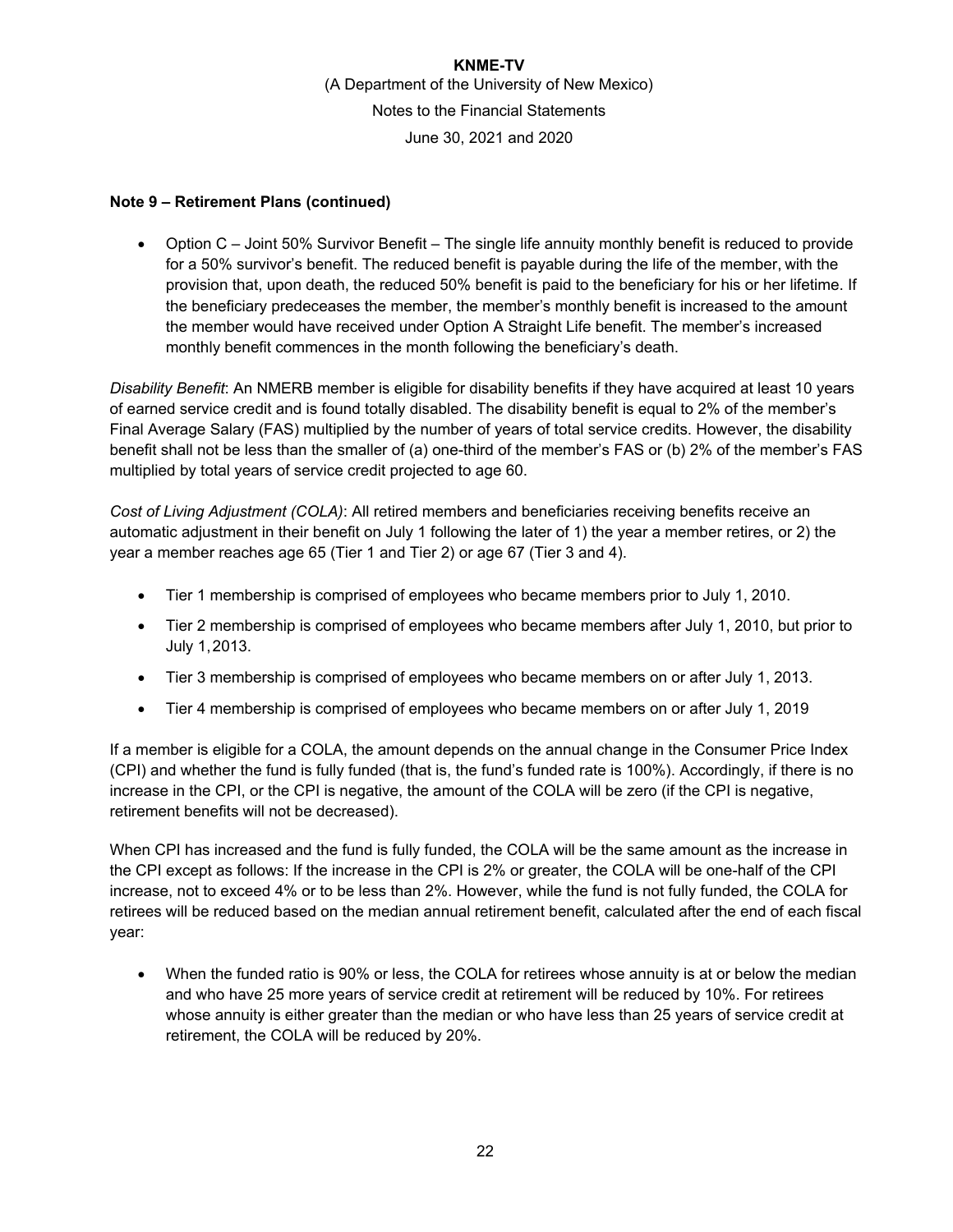**Note 9 – Retirement Plans (continued)**

- Option C – Joint 50% Survivor Benefit – The single life annuity monthly benefit is reduced to provide for a 50% survivor's benefit. The reduced benefit is payable during the life of the member, with the provision that, upon death, the reduced 50% benefit is paid to the beneficiary for his or her lifetime. If the beneficiary predeceases the member, the member's monthly benefit is increased to the amount the member would have received under Option A Straight Life benefit. The member's increased monthly benefit commences in the month following the beneficiary's death.

*Disability Benefit*: An NMERB member is eligible for disability benefits if they have acquired at least 10 years of earned service credit and is found totally disabled. The disability benefit is equal to 2% of the member's Final Average Salary (FAS) multiplied by the number of years of total service credits. However, the disability benefit shall not be less than the smaller of (a) one-third of the member's FAS or (b) 2% of the member's FAS multiplied by total years of service credit projected to age 60.

*Cost of Living Adjustment (COLA)*: All retired members and beneficiaries receiving benefits receive an automatic adjustment in their benefit on July 1 following the later of 1) the year a member retires, or 2) the year a member reaches age 65 (Tier 1 and Tier 2) or age 67 (Tier 3 and 4).

- Tier 1 membership is comprised of employees who became members prior to July 1, 2010.
- Tier 2 membership is comprised of employees who became members after July 1, 2010, but prior to July 1, 2013.
- Tier 3 membership is comprised of employees who became members on or after July 1, 2013.
- Tier 4 membership is comprised of employees who became members on or after July 1, 2019

If a member is eligible for a COLA, the amount depends on the annual change in the Consumer Price Index (CPI) and whether the fund is fully funded (that is, the fund's funded rate is 100%). Accordingly, if there is no increase in the CPI, or the CPI is negative, the amount of the COLA will be zero (if the CPI is negative, retirement benefits will not be decreased).

When CPI has increased and the fund is fully funded, the COLA will be the same amount as the increase in the CPI except as follows: If the increase in the CPI is 2% or greater, the COLA will be one-half of the CPI increase, not to exceed 4% or to be less than 2%. However, while the fund is not fully funded, the COLA for retirees will be reduced based on the median annual retirement benefit, calculated after the end of each fiscal year:

- When the funded ratio is 90% or less, the COLA for retirees whose annuity is at or below the median and who have 25 more years of service credit at retirement will be reduced by 10%. For retirees whose annuity is either greater than the median or who have less than 25 years of service credit at retirement, the COLA will be reduced by 20%.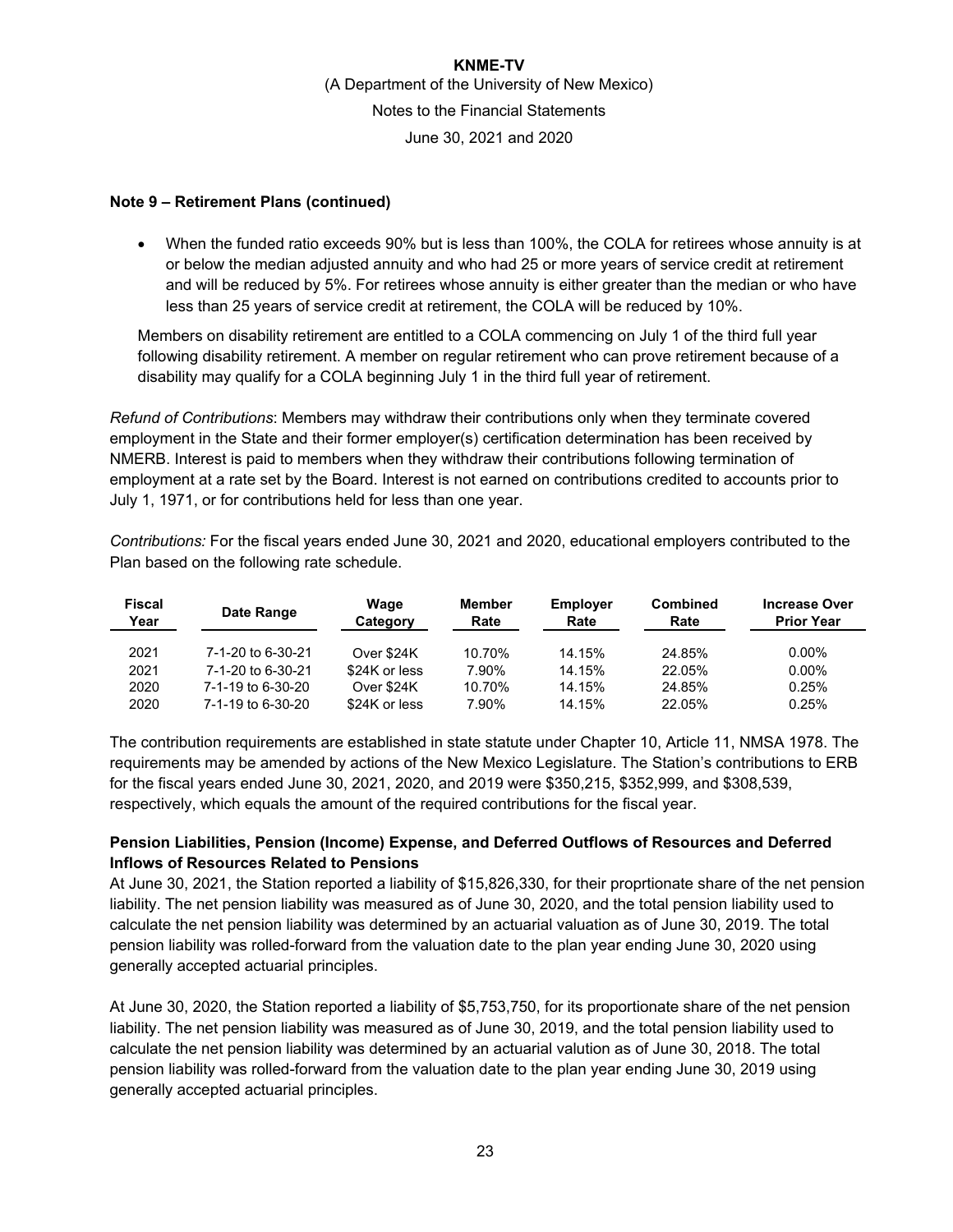**Note 9 – Retirement Plans (continued)**

- When the funded ratio exceeds 90% but is less than 100%, the COLA for retirees whose annuity is at or below the median adjusted annuity and who had 25 or more years of service credit at retirement and will be reduced by 5%. For retirees whose annuity is either greater than the median or who have less than 25 years of service credit at retirement, the COLA will be reduced by 10%.

Members on disability retirement are entitled to a COLA commencing on July 1 of the third full year following disability retirement. A member on regular retirement who can prove retirement because of a disability may qualify for a COLA beginning July 1 in the third full year of retirement.

*Refund of Contributions*: Members may withdraw their contributions only when they terminate covered employment in the State and their former employer(s) certification determination has been received by NMERB. Interest is paid to members when they withdraw their contributions following termination of employment at a rate set by the Board. Interest is not earned on contributions credited to accounts prior to July 1, 1971, or for contributions held for less than one year.

*Contributions:* For the fiscal years ended June 30, 2021 and 2020, educational employers contributed to the Plan based on the following rate schedule.

| Fiscal Year | Date Range | Wage Category | Member Rate | Employer Rate | Combined Rate | Increase Over Prior Year |
|---|---|---|---|---|---|---|
| 2021 | 7-1-20 to 6-30-21 | Over $24K | 10.70% | 14.15% | 24.85% | 0.00% |
| 2021 | 7-1-20 to 6-30-21 | $24K or less | 7.90% | 14.15% | 22.05% | 0.00% |
| 2020 | 7-1-19 to 6-30-20 | Over $24K | 10.70% | 14.15% | 24.85% | 0.25% |
| 2020 | 7-1-19 to 6-30-20 | $24K or less | 7.90% | 14.15% | 22.05% | 0.25% |

The contribution requirements are established in state statute under Chapter 10, Article 11, NMSA 1978. The requirements may be amended by actions of the New Mexico Legislature. The Station's contributions to ERB for the fiscal years ended June 30, 2021, 2020, and 2019 were $350,215, $352,999, and $308,539, respectively, which equals the amount of the required contributions for the fiscal year.

**Pension Liabilities, Pension (Income) Expense, and Deferred Outflows of Resources and Deferred Inflows of Resources Related to Pensions**

At June 30, 2021, the Station reported a liability of $15,826,330, for their proprtionate share of the net pension liability. The net pension liability was measured as of June 30, 2020, and the total pension liability used to calculate the net pension liability was determined by an actuarial valuation as of June 30, 2019. The total pension liability was rolled-forward from the valuation date to the plan year ending June 30, 2020 using generally accepted actuarial principles.

At June 30, 2020, the Station reported a liability of $5,753,750, for its proportionate share of the net pension liability. The net pension liability was measured as of June 30, 2019, and the total pension liability used to calculate the net pension liability was determined by an actuarial valution as of June 30, 2018. The total pension liability was rolled-forward from the valuation date to the plan year ending June 30, 2019 using generally accepted actuarial principles.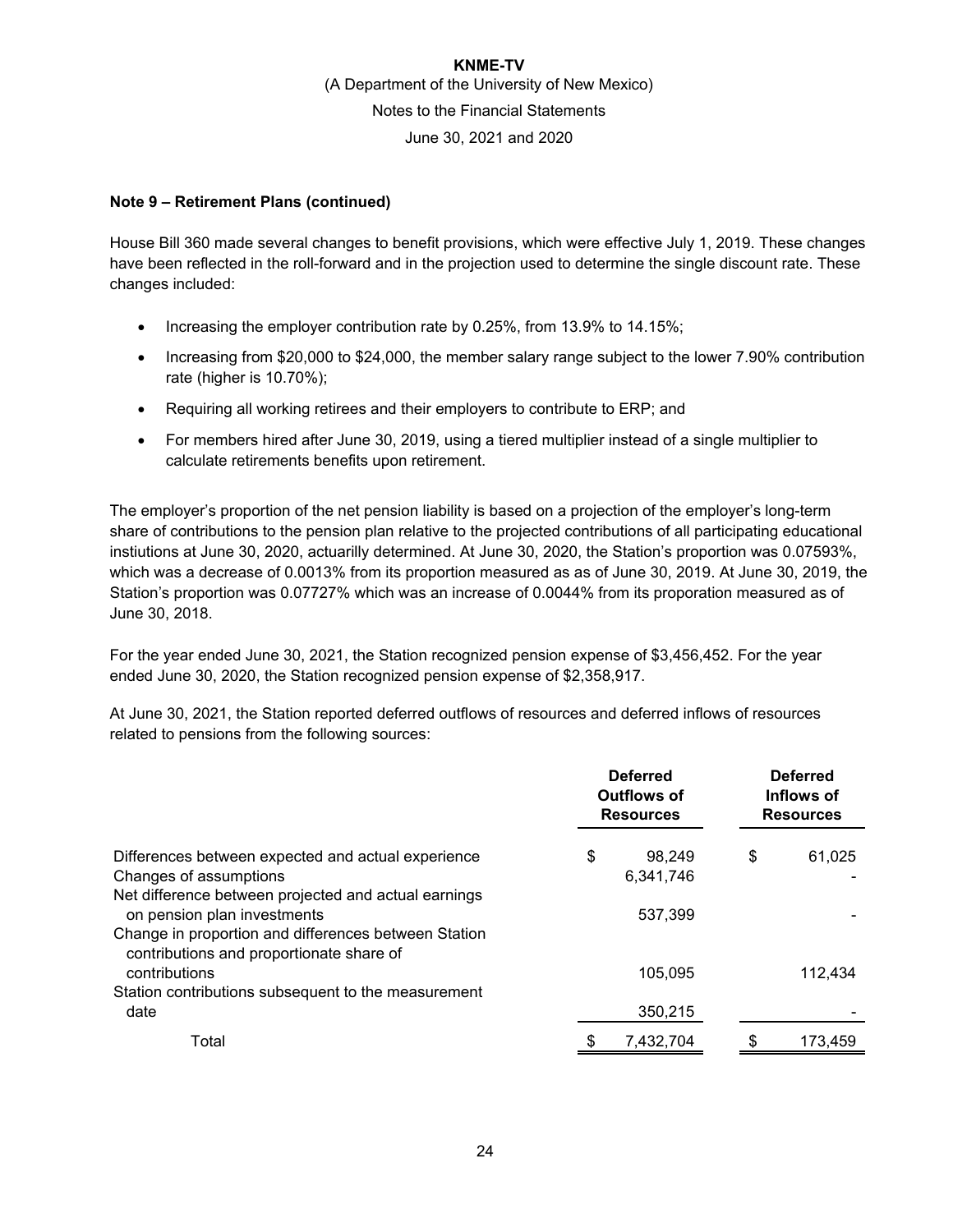**Note 9 – Retirement Plans (continued)**

House Bill 360 made several changes to benefit provisions, which were effective July 1, 2019. These changes have been reflected in the roll-forward and in the projection used to determine the single discount rate. These changes included:

- Increasing the employer contribution rate by 0.25%, from 13.9% to 14.15%;
- Increasing from $20,000 to $24,000, the member salary range subject to the lower 7.90% contribution rate (higher is 10.70%);
- Requiring all working retirees and their employers to contribute to ERP; and
- For members hired after June 30, 2019, using a tiered multiplier instead of a single multiplier to calculate retirements benefits upon retirement.

The employer's proportion of the net pension liability is based on a projection of the employer's long-term share of contributions to the pension plan relative to the projected contributions of all participating educational instiutions at June 30, 2020, actuarilly determined. At June 30, 2020, the Station's proportion was 0.07593%, which was a decrease of 0.0013% from its proportion measured as as of June 30, 2019. At June 30, 2019, the Station's proportion was 0.07727% which was an increase of 0.0044% from its proporation measured as of June 30, 2018.

For the year ended June 30, 2021, the Station recognized pension expense of $3,456,452. For the year ended June 30, 2020, the Station recognized pension expense of $2,358,917.

At June 30, 2021, the Station reported deferred outflows of resources and deferred inflows of resources related to pensions from the following sources:

| | Deferred Outflows of Resources | Deferred Inflows of Resources |
|---|---|---|
| Differences between expected and actual experience | $ 98,249 | $ 61,025 |
| Changes of assumptions | 6,341,746 | - |
| Net difference between projected and actual earnings on pension plan investments | 537,399 | - |
| Change in proportion and differences between Station contributions and proportionate share of contributions | 105,095 | 112,434 |
| Station contributions subsequent to the measurement date | 350,215 | - |
| Total | $ 7,432,704 | $ 173,459 |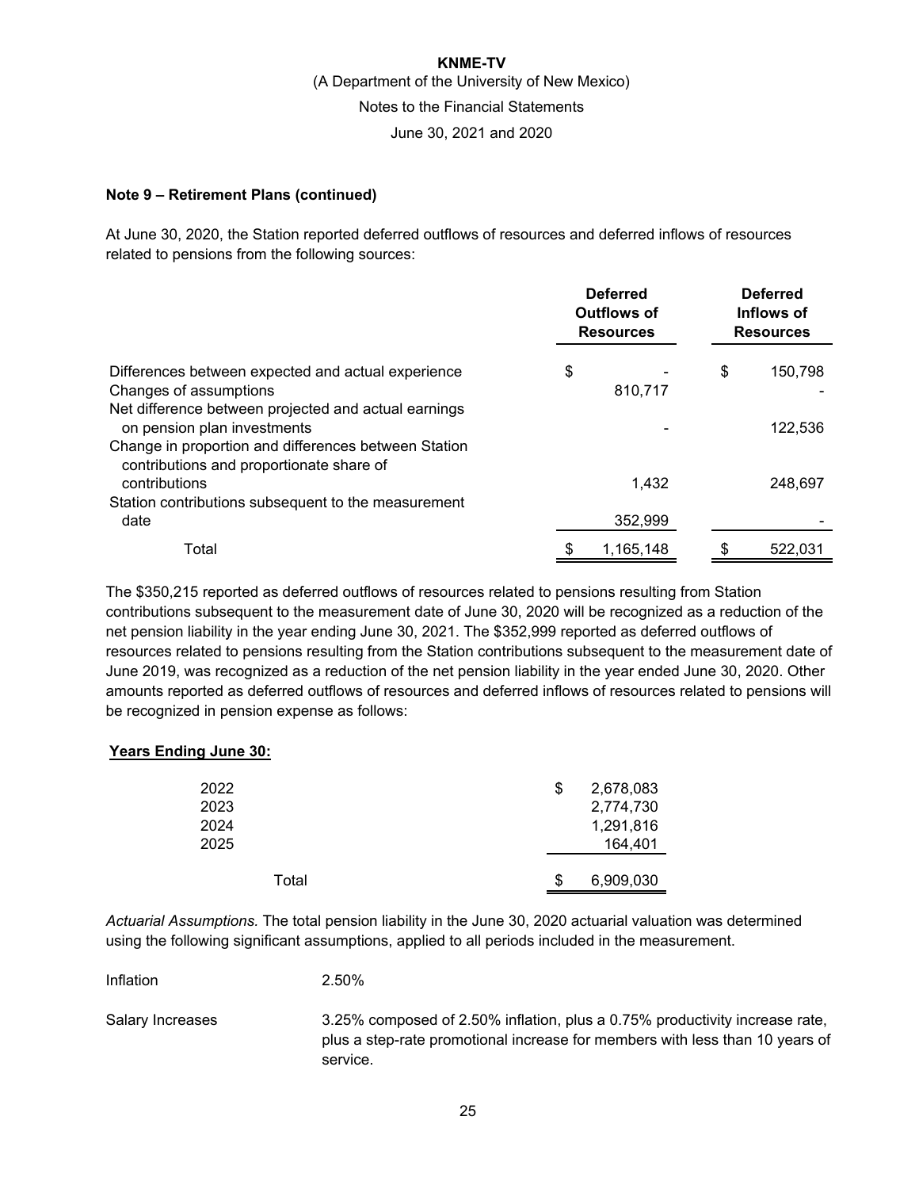**KNME-TV**

(A Department of the University of New Mexico)

Notes to the Financial Statements

June 30, 2021 and 2020

**Note 9 – Retirement Plans (continued)**

At June 30, 2020, the Station reported deferred outflows of resources and deferred inflows of resources related to pensions from the following sources:

| | Deferred Outflows of Resources | Deferred Inflows of Resources |
|---|---|---|
| Differences between expected and actual experience | $ - | $ 150,798 |
| Changes of assumptions | 810,717 | - |
| Net difference between projected and actual earnings on pension plan investments | - | 122,536 |
| Change in proportion and differences between Station contributions and proportionate share of contributions | 1,432 | 248,697 |
| Station contributions subsequent to the measurement date | 352,999 | - |
| Total | $ 1,165,148 | $ 522,031 |

The $350,215 reported as deferred outflows of resources related to pensions resulting from Station contributions subsequent to the measurement date of June 30, 2020 will be recognized as a reduction of the net pension liability in the year ending June 30, 2021. The $352,999 reported as deferred outflows of resources related to pensions resulting from the Station contributions subsequent to the measurement date of June 2019, was recognized as a reduction of the net pension liability in the year ended June 30, 2020. Other amounts reported as deferred outflows of resources and deferred inflows of resources related to pensions will be recognized in pension expense as follows:

| **Years Ending June 30:** | |
|---|---|
| 2022 | $ 2,678,083 |
| 2023 | 2,774,730 |
| 2024 | 1,291,816 |
| 2025 | 164,401 |
| Total | $ 6,909,030 |

*Actuarial Assumptions.* The total pension liability in the June 30, 2020 actuarial valuation was determined using the following significant assumptions, applied to all periods included in the measurement.

| | |
|---|---|
| Inflation | 2.50% |
| Salary Increases | 3.25% composed of 2.50% inflation, plus a 0.75% productivity increase rate, plus a step-rate promotional increase for members with less than 10 years of service. |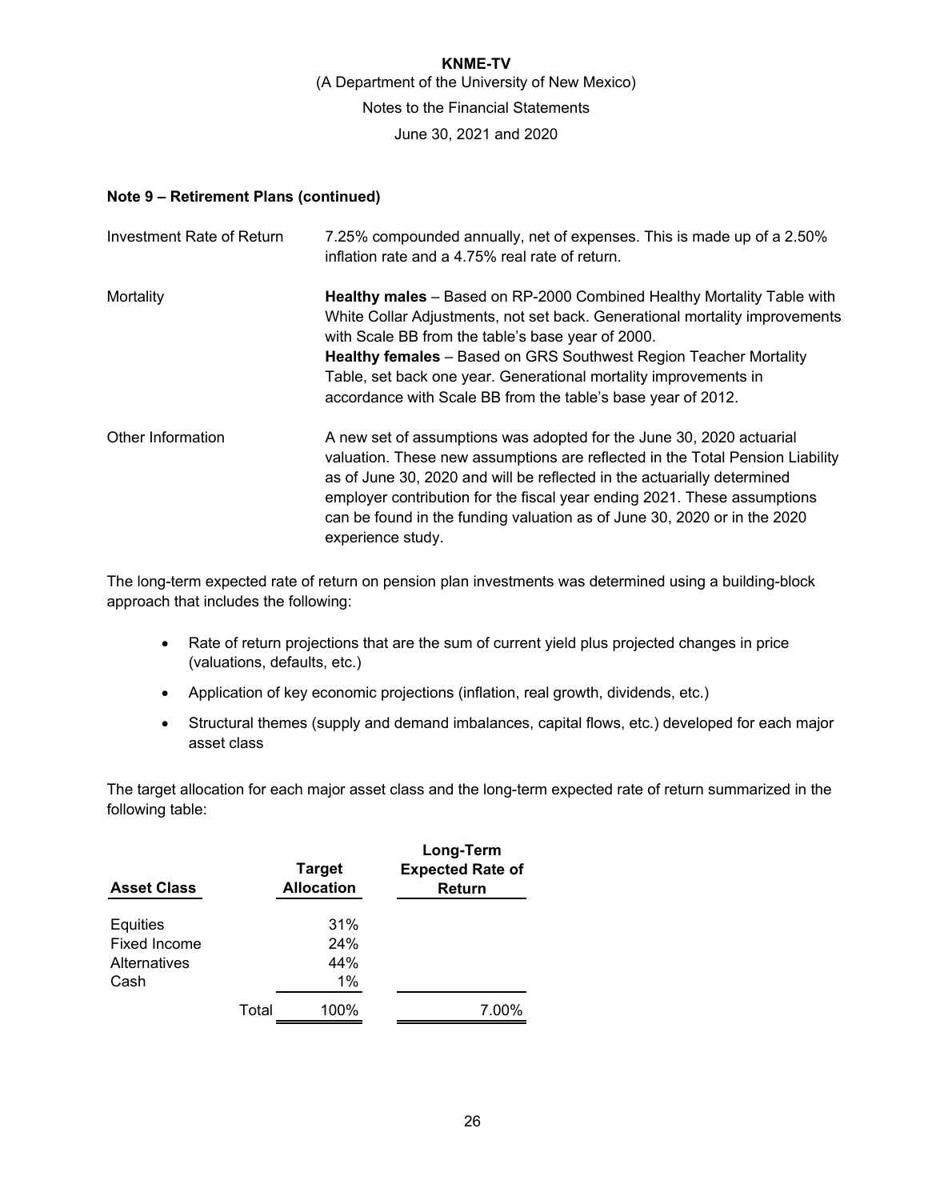**Note 9 – Retirement Plans (continued)**

| | |
|---|---|
| Investment Rate of Return | 7.25% compounded annually, net of expenses. This is made up of a 2.50% inflation rate and a 4.75% real rate of return. |
| Mortality | **Healthy males** – Based on RP-2000 Combined Healthy Mortality Table with White Collar Adjustments, not set back. Generational mortality improvements with Scale BB from the table's base year of 2000. **Healthy females** – Based on GRS Southwest Region Teacher Mortality Table, set back one year. Generational mortality improvements in accordance with Scale BB from the table's base year of 2012. |
| Other Information | A new set of assumptions was adopted for the June 30, 2020 actuarial valuation. These new assumptions are reflected in the Total Pension Liability as of June 30, 2020 and will be reflected in the actuarially determined employer contribution for the fiscal year ending 2021. These assumptions can be found in the funding valuation as of June 30, 2020 or in the 2020 experience study. |

The long-term expected rate of return on pension plan investments was determined using a building-block approach that includes the following:

- Rate of return projections that are the sum of current yield plus projected changes in price (valuations, defaults, etc.)
- Application of key economic projections (inflation, real growth, dividends, etc.)
- Structural themes (supply and demand imbalances, capital flows, etc.) developed for each major asset class

The target allocation for each major asset class and the long-term expected rate of return summarized in the following table:

| Asset Class | | Target Allocation | Long-Term Expected Rate of Return |
|---|---|---|---|
| Equities | | 31% | |
| Fixed Income | | 24% | |
| Alternatives | | 44% | |
| Cash | | 1% | |
| | Total | 100% | 7.00% |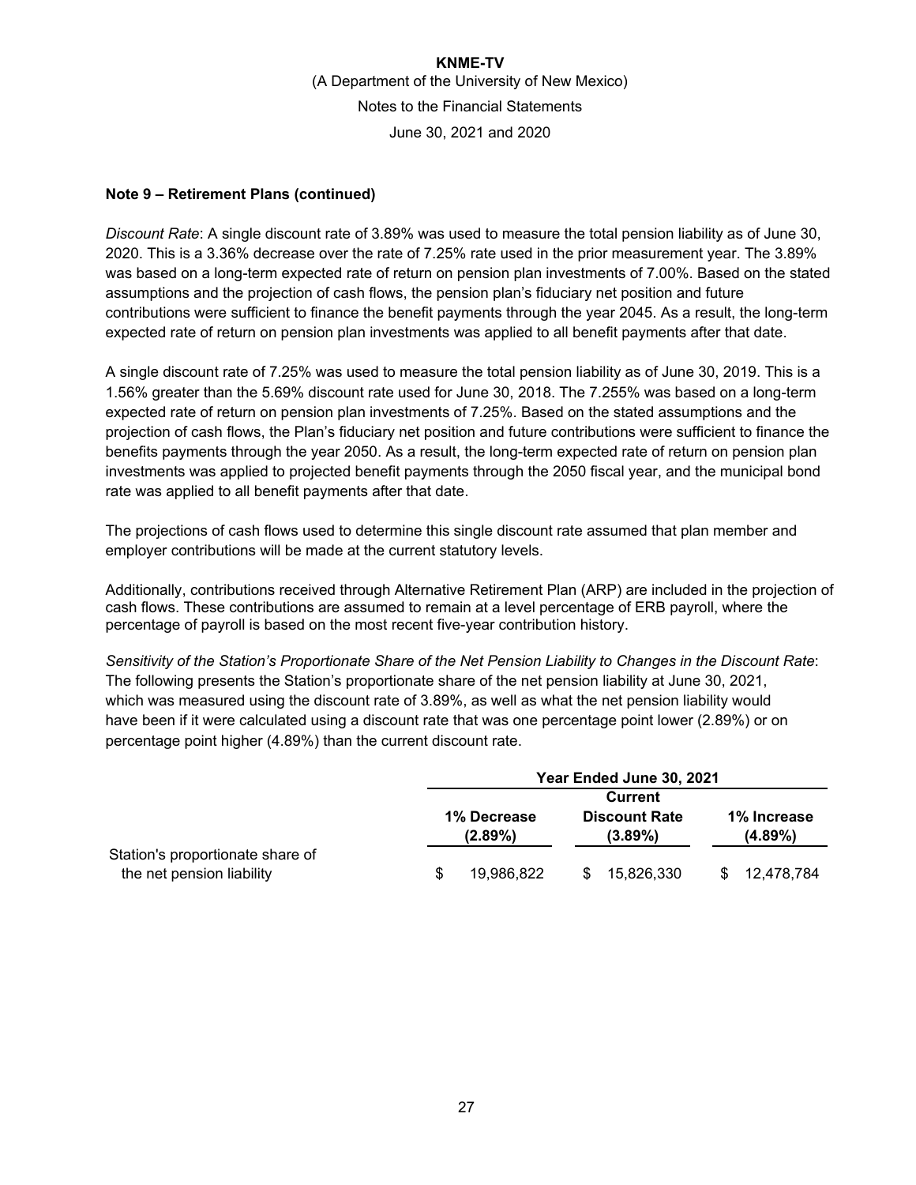**Note 9 – Retirement Plans (continued)**

*Discount Rate*: A single discount rate of 3.89% was used to measure the total pension liability as of June 30, 2020. This is a 3.36% decrease over the rate of 7.25% rate used in the prior measurement year. The 3.89% was based on a long-term expected rate of return on pension plan investments of 7.00%. Based on the stated assumptions and the projection of cash flows, the pension plan's fiduciary net position and future contributions were sufficient to finance the benefit payments through the year 2045. As a result, the long-term expected rate of return on pension plan investments was applied to all benefit payments after that date.

A single discount rate of 7.25% was used to measure the total pension liability as of June 30, 2019. This is a 1.56% greater than the 5.69% discount rate used for June 30, 2018. The 7.255% was based on a long-term expected rate of return on pension plan investments of 7.25%. Based on the stated assumptions and the projection of cash flows, the Plan's fiduciary net position and future contributions were sufficient to finance the benefits payments through the year 2050. As a result, the long-term expected rate of return on pension plan investments was applied to projected benefit payments through the 2050 fiscal year, and the municipal bond rate was applied to all benefit payments after that date.

The projections of cash flows used to determine this single discount rate assumed that plan member and employer contributions will be made at the current statutory levels.

Additionally, contributions received through Alternative Retirement Plan (ARP) are included in the projection of cash flows. These contributions are assumed to remain at a level percentage of ERB payroll, where the percentage of payroll is based on the most recent five-year contribution history.

*Sensitivity of the Station's Proportionate Share of the Net Pension Liability to Changes in the Discount Rate*: The following presents the Station's proportionate share of the net pension liability at June 30, 2021, which was measured using the discount rate of 3.89%, as well as what the net pension liability would have been if it were calculated using a discount rate that was one percentage point lower (2.89%) or on percentage point higher (4.89%) than the current discount rate.

| | Year Ended June 30, 2021 | | |
|---|---|---|---|
| | 1% Decrease (2.89%) | Current Discount Rate (3.89%) | 1% Increase (4.89%) |
| Station's proportionate share of the net pension liability | $ 19,986,822 | $ 15,826,330 | $ 12,478,784 |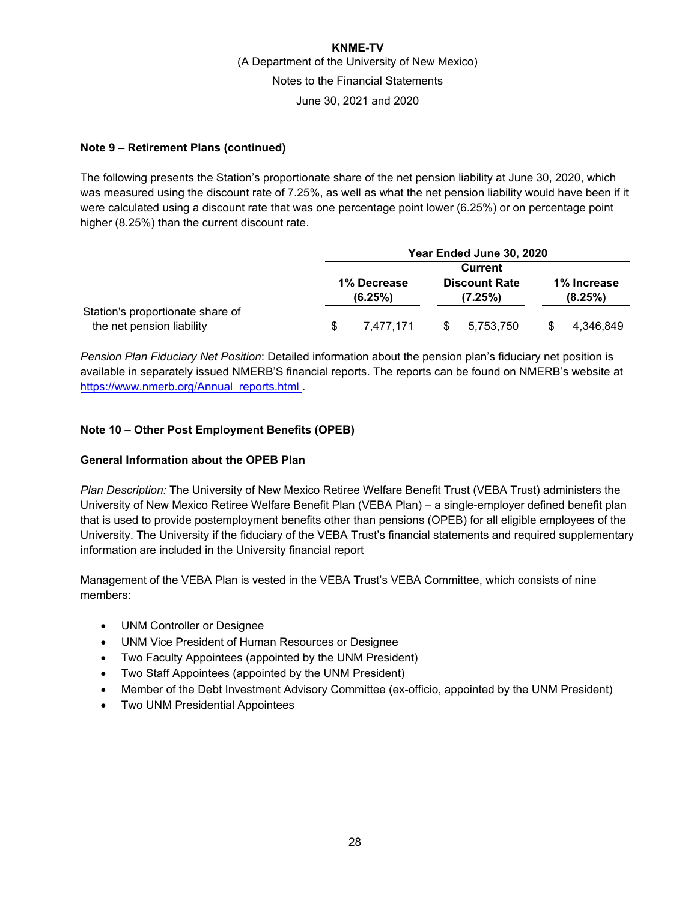**Note 9 – Retirement Plans (continued)**

The following presents the Station's proportionate share of the net pension liability at June 30, 2020, which was measured using the discount rate of 7.25%, as well as what the net pension liability would have been if it were calculated using a discount rate that was one percentage point lower (6.25%) or on percentage point higher (8.25%) than the current discount rate.

| | Year Ended June 30, 2020 | | |
|---|---|---|---|
| | 1% Decrease (6.25%) | Current Discount Rate (7.25%) | 1% Increase (8.25%) |
| Station's proportionate share of the net pension liability | $ 7,477,171 | $ 5,753,750 | $ 4,346,849 |

*Pension Plan Fiduciary Net Position*: Detailed information about the pension plan's fiduciary net position is available in separately issued NMERB'S financial reports. The reports can be found on NMERB's website at https://www.nmerb.org/Annual_reports.html .

**Note 10 – Other Post Employment Benefits (OPEB)**

**General Information about the OPEB Plan**

*Plan Description:* The University of New Mexico Retiree Welfare Benefit Trust (VEBA Trust) administers the University of New Mexico Retiree Welfare Benefit Plan (VEBA Plan) – a single-employer defined benefit plan that is used to provide postemployment benefits other than pensions (OPEB) for all eligible employees of the University. The University if the fiduciary of the VEBA Trust's financial statements and required supplementary information are included in the University financial report

Management of the VEBA Plan is vested in the VEBA Trust's VEBA Committee, which consists of nine members:

- UNM Controller or Designee
- UNM Vice President of Human Resources or Designee
- Two Faculty Appointees (appointed by the UNM President)
- Two Staff Appointees (appointed by the UNM President)
- Member of the Debt Investment Advisory Committee (ex-officio, appointed by the UNM President)
- Two UNM Presidential Appointees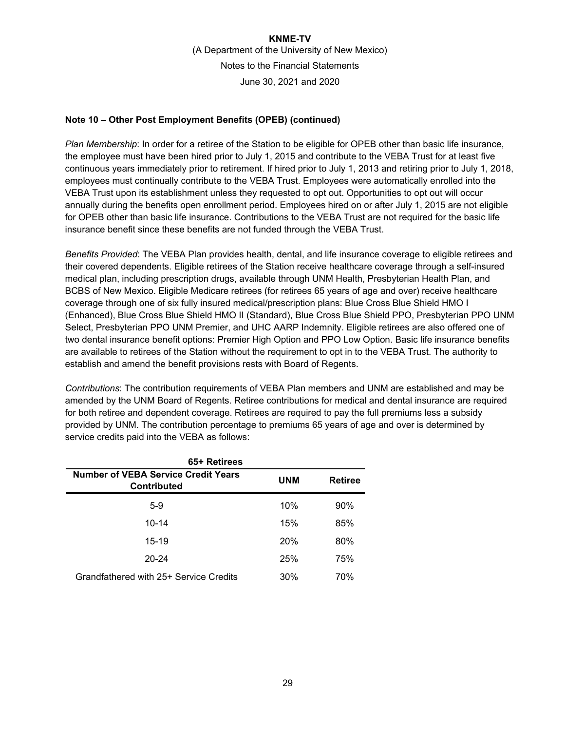### Note 10 – Other Post Employment Benefits (OPEB) (continued)

*Plan Membership*: In order for a retiree of the Station to be eligible for OPEB other than basic life insurance, the employee must have been hired prior to July 1, 2015 and contribute to the VEBA Trust for at least five continuous years immediately prior to retirement. If hired prior to July 1, 2013 and retiring prior to July 1, 2018, employees must continually contribute to the VEBA Trust. Employees were automatically enrolled into the VEBA Trust upon its establishment unless they requested to opt out. Opportunities to opt out will occur annually during the benefits open enrollment period. Employees hired on or after July 1, 2015 are not eligible for OPEB other than basic life insurance. Contributions to the VEBA Trust are not required for the basic life insurance benefit since these benefits are not funded through the VEBA Trust.

*Benefits Provided*: The VEBA Plan provides health, dental, and life insurance coverage to eligible retirees and their covered dependents. Eligible retirees of the Station receive healthcare coverage through a self-insured medical plan, including prescription drugs, available through UNM Health, Presbyterian Health Plan, and BCBS of New Mexico. Eligible Medicare retirees (for retirees 65 years of age and over) receive healthcare coverage through one of six fully insured medical/prescription plans: Blue Cross Blue Shield HMO I (Enhanced), Blue Cross Blue Shield HMO II (Standard), Blue Cross Blue Shield PPO, Presbyterian PPO UNM Select, Presbyterian PPO UNM Premier, and UHC AARP Indemnity. Eligible retirees are also offered one of two dental insurance benefit options: Premier High Option and PPO Low Option. Basic life insurance benefits are available to retirees of the Station without the requirement to opt in to the VEBA Trust. The authority to establish and amend the benefit provisions rests with Board of Regents.

*Contributions*: The contribution requirements of VEBA Plan members and UNM are established and may be amended by the UNM Board of Regents. Retiree contributions for medical and dental insurance are required for both retiree and dependent coverage. Retirees are required to pay the full premiums less a subsidy provided by UNM. The contribution percentage to premiums 65 years of age and over is determined by service credits paid into the VEBA as follows:

| 65+ Retirees | | |
|---|---|---|
| **Number of VEBA Service Credit Years Contributed** | **UNM** | **Retiree** |
| 5-9 | 10% | 90% |
| 10-14 | 15% | 85% |
| 15-19 | 20% | 80% |
| 20-24 | 25% | 75% |
| Grandfathered with 25+ Service Credits | 30% | 70% |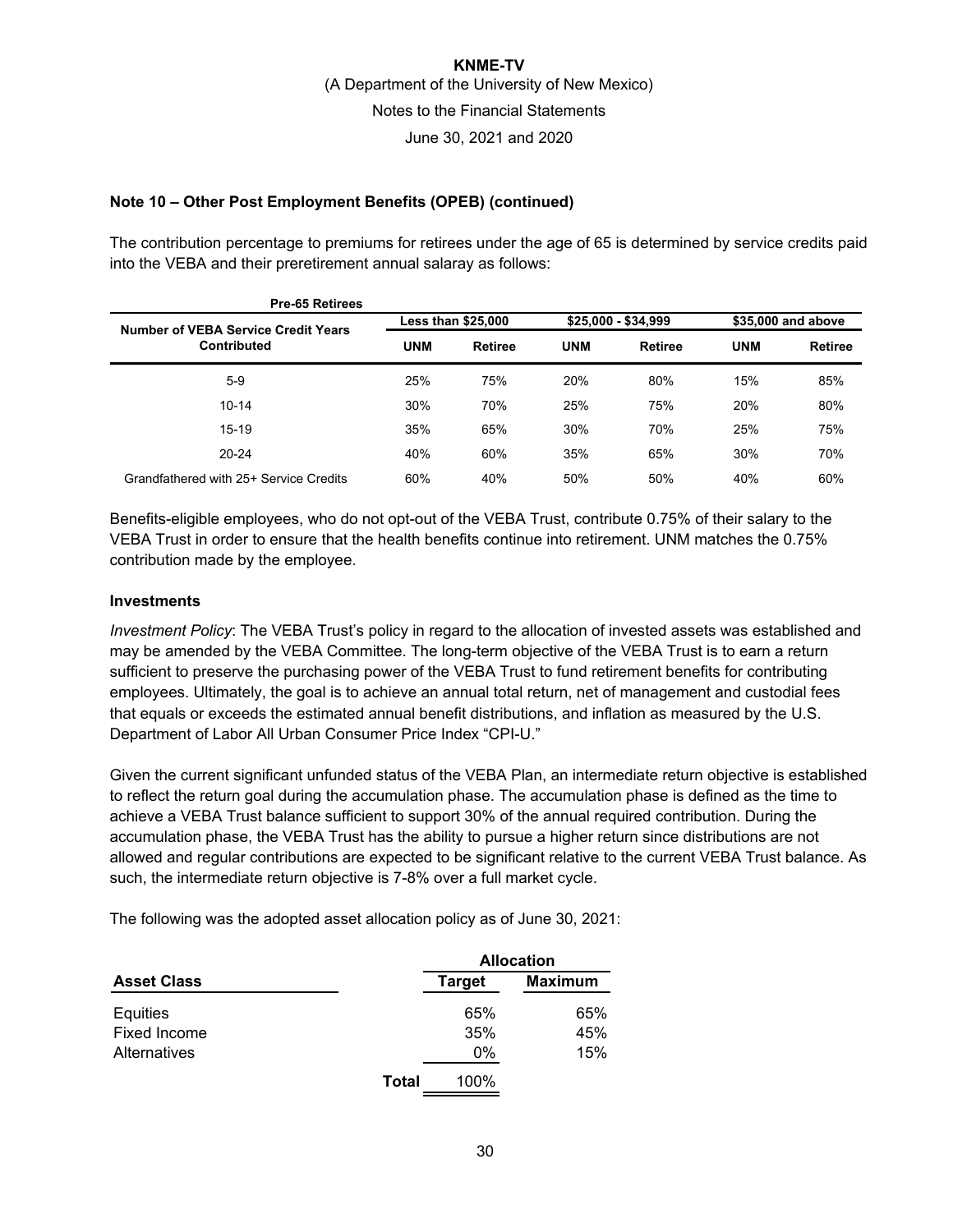## Note 10 – Other Post Employment Benefits (OPEB) (continued)

The contribution percentage to premiums for retirees under the age of 65 is determined by service credits paid into the VEBA and their preretirement annual salaray as follows:

| Pre-65 Retirees | | | | | | |
|---|---|---|---|---|---|---|
| Number of VEBA Service Credit Years Contributed | Less than $25,000 | | $25,000 - $34,999 | | $35,000 and above | |
| | UNM | Retiree | UNM | Retiree | UNM | Retiree |
| 5-9 | 25% | 75% | 20% | 80% | 15% | 85% |
| 10-14 | 30% | 70% | 25% | 75% | 20% | 80% |
| 15-19 | 35% | 65% | 30% | 70% | 25% | 75% |
| 20-24 | 40% | 60% | 35% | 65% | 30% | 70% |
| Grandfathered with 25+ Service Credits | 60% | 40% | 50% | 50% | 40% | 60% |

Benefits-eligible employees, who do not opt-out of the VEBA Trust, contribute 0.75% of their salary to the VEBA Trust in order to ensure that the health benefits continue into retirement. UNM matches the 0.75% contribution made by the employee.

### Investments

*Investment Policy*: The VEBA Trust's policy in regard to the allocation of invested assets was established and may be amended by the VEBA Committee. The long-term objective of the VEBA Trust is to earn a return sufficient to preserve the purchasing power of the VEBA Trust to fund retirement benefits for contributing employees. Ultimately, the goal is to achieve an annual total return, net of management and custodial fees that equals or exceeds the estimated annual benefit distributions, and inflation as measured by the U.S. Department of Labor All Urban Consumer Price Index "CPI-U."

Given the current significant unfunded status of the VEBA Plan, an intermediate return objective is established to reflect the return goal during the accumulation phase. The accumulation phase is defined as the time to achieve a VEBA Trust balance sufficient to support 30% of the annual required contribution. During the accumulation phase, the VEBA Trust has the ability to pursue a higher return since distributions are not allowed and regular contributions are expected to be significant relative to the current VEBA Trust balance. As such, the intermediate return objective is 7-8% over a full market cycle.

The following was the adopted asset allocation policy as of June 30, 2021:

| Asset Class | Allocation Target | Allocation Maximum |
|---|---|---|
| Equities | 65% | 65% |
| Fixed Income | 35% | 45% |
| Alternatives | 0% | 15% |
| Total | 100% | |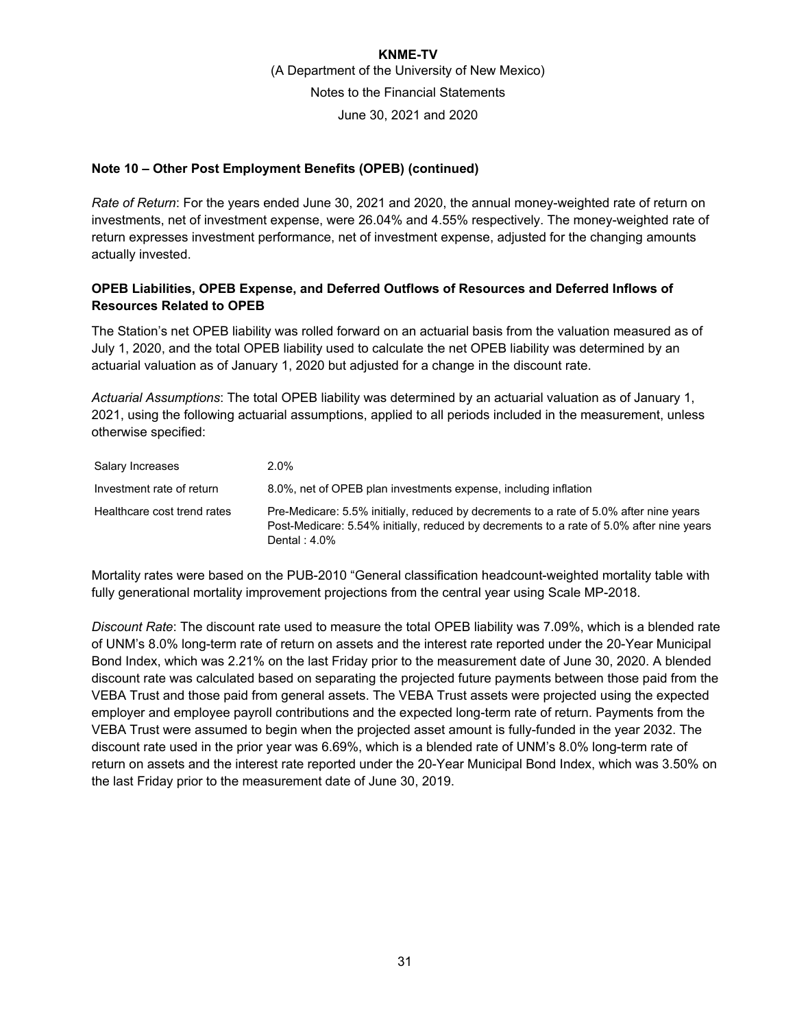**KNME-TV**

(A Department of the University of New Mexico)

Notes to the Financial Statements

June 30, 2021 and 2020

**Note 10 – Other Post Employment Benefits (OPEB) (continued)**

*Rate of Return*: For the years ended June 30, 2021 and 2020, the annual money-weighted rate of return on investments, net of investment expense, were 26.04% and 4.55% respectively. The money-weighted rate of return expresses investment performance, net of investment expense, adjusted for the changing amounts actually invested.

**OPEB Liabilities, OPEB Expense, and Deferred Outflows of Resources and Deferred Inflows of Resources Related to OPEB**

The Station's net OPEB liability was rolled forward on an actuarial basis from the valuation measured as of July 1, 2020, and the total OPEB liability used to calculate the net OPEB liability was determined by an actuarial valuation as of January 1, 2020 but adjusted for a change in the discount rate.

*Actuarial Assumptions*: The total OPEB liability was determined by an actuarial valuation as of January 1, 2021, using the following actuarial assumptions, applied to all periods included in the measurement, unless otherwise specified:

| | |
|---|---|
| Salary Increases | 2.0% |
| Investment rate of return | 8.0%, net of OPEB plan investments expense, including inflation |
| Healthcare cost trend rates | Pre-Medicare: 5.5% initially, reduced by decrements to a rate of 5.0% after nine years<br>Post-Medicare: 5.54% initially, reduced by decrements to a rate of 5.0% after nine years<br>Dental : 4.0% |

Mortality rates were based on the PUB-2010 "General classification headcount-weighted mortality table with fully generational mortality improvement projections from the central year using Scale MP-2018.

*Discount Rate*: The discount rate used to measure the total OPEB liability was 7.09%, which is a blended rate of UNM's 8.0% long-term rate of return on assets and the interest rate reported under the 20-Year Municipal Bond Index, which was 2.21% on the last Friday prior to the measurement date of June 30, 2020. A blended discount rate was calculated based on separating the projected future payments between those paid from the VEBA Trust and those paid from general assets. The VEBA Trust assets were projected using the expected employer and employee payroll contributions and the expected long-term rate of return. Payments from the VEBA Trust were assumed to begin when the projected asset amount is fully-funded in the year 2032. The discount rate used in the prior year was 6.69%, which is a blended rate of UNM's 8.0% long-term rate of return on assets and the interest rate reported under the 20-Year Municipal Bond Index, which was 3.50% on the last Friday prior to the measurement date of June 30, 2019.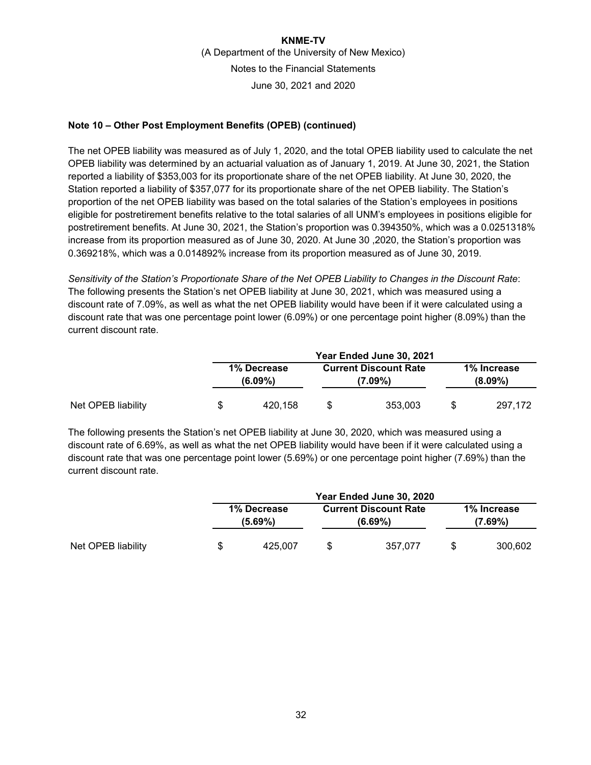### Note 10 – Other Post Employment Benefits (OPEB) (continued)

The net OPEB liability was measured as of July 1, 2020, and the total OPEB liability used to calculate the net OPEB liability was determined by an actuarial valuation as of January 1, 2019. At June 30, 2021, the Station reported a liability of $353,003 for its proportionate share of the net OPEB liability. At June 30, 2020, the Station reported a liability of $357,077 for its proportionate share of the net OPEB liability. The Station's proportion of the net OPEB liability was based on the total salaries of the Station's employees in positions eligible for postretirement benefits relative to the total salaries of all UNM's employees in positions eligible for postretirement benefits. At June 30, 2021, the Station's proportion was 0.394350%, which was a 0.0251318% increase from its proportion measured as of June 30, 2020. At June 30 ,2020, the Station's proportion was 0.369218%, which was a 0.014892% increase from its proportion measured as of June 30, 2019.

*Sensitivity of the Station's Proportionate Share of the Net OPEB Liability to Changes in the Discount Rate*: The following presents the Station's net OPEB liability at June 30, 2021, which was measured using a discount rate of 7.09%, as well as what the net OPEB liability would have been if it were calculated using a discount rate that was one percentage point lower (6.09%) or one percentage point higher (8.09%) than the current discount rate.

| | Year Ended June 30, 2021 | | |
|---|---|---|---|
| | 1% Decrease (6.09%) | Current Discount Rate (7.09%) | 1% Increase (8.09%) |
| Net OPEB liability | $ 420,158 | $ 353,003 | $ 297,172 |

The following presents the Station's net OPEB liability at June 30, 2020, which was measured using a discount rate of 6.69%, as well as what the net OPEB liability would have been if it were calculated using a discount rate that was one percentage point lower (5.69%) or one percentage point higher (7.69%) than the current discount rate.

| | Year Ended June 30, 2020 | | |
|---|---|---|---|
| | 1% Decrease (5.69%) | Current Discount Rate (6.69%) | 1% Increase (7.69%) |
| Net OPEB liability | $ 425,007 | $ 357,077 | $ 300,602 |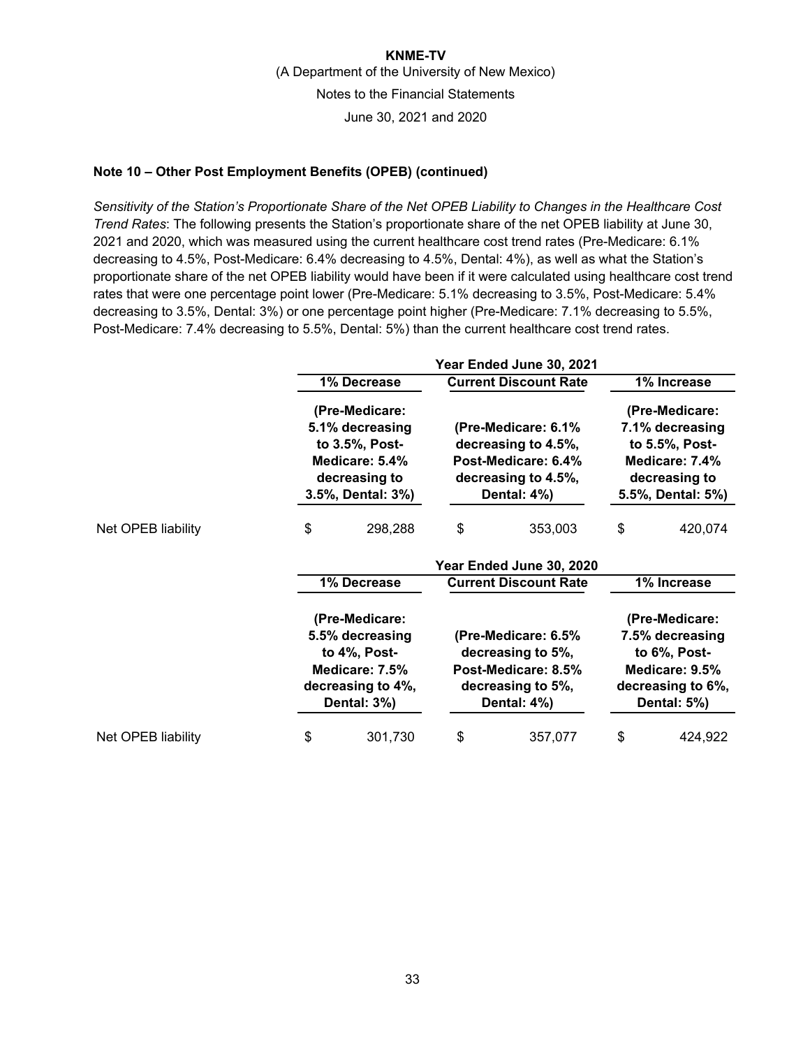KNME-TV

(A Department of the University of New Mexico)

Notes to the Financial Statements

June 30, 2021 and 2020

**Note 10 – Other Post Employment Benefits (OPEB) (continued)**

*Sensitivity of the Station's Proportionate Share of the Net OPEB Liability to Changes in the Healthcare Cost Trend Rates*: The following presents the Station's proportionate share of the net OPEB liability at June 30, 2021 and 2020, which was measured using the current healthcare cost trend rates (Pre-Medicare: 6.1% decreasing to 4.5%, Post-Medicare: 6.4% decreasing to 4.5%, Dental: 4%), as well as what the Station's proportionate share of the net OPEB liability would have been if it were calculated using healthcare cost trend rates that were one percentage point lower (Pre-Medicare: 5.1% decreasing to 3.5%, Post-Medicare: 5.4% decreasing to 3.5%, Dental: 3%) or one percentage point higher (Pre-Medicare: 7.1% decreasing to 5.5%, Post-Medicare: 7.4% decreasing to 5.5%, Dental: 5%) than the current healthcare cost trend rates.

| | Year Ended June 30, 2021 | | |
|---|---|---|---|
| | **1% Decrease** | **Current Discount Rate** | **1% Increase** |
| | **(Pre-Medicare: 5.1% decreasing to 3.5%, Post-Medicare: 5.4% decreasing to 3.5%, Dental: 3%)** | **(Pre-Medicare: 6.1% decreasing to 4.5%, Post-Medicare: 6.4% decreasing to 4.5%, Dental: 4%)** | **(Pre-Medicare: 7.1% decreasing to 5.5%, Post-Medicare: 7.4% decreasing to 5.5%, Dental: 5%)** |
| Net OPEB liability | $ 298,288 | $ 353,003 | $ 420,074 |

| | Year Ended June 30, 2020 | | |
|---|---|---|---|
| | **1% Decrease** | **Current Discount Rate** | **1% Increase** |
| | **(Pre-Medicare: 5.5% decreasing to 4%, Post-Medicare: 7.5% decreasing to 4%, Dental: 3%)** | **(Pre-Medicare: 6.5% decreasing to 5%, Post-Medicare: 8.5% decreasing to 5%, Dental: 4%)** | **(Pre-Medicare: 7.5% decreasing to 6%, Post-Medicare: 9.5% decreasing to 6%, Dental: 5%)** |
| Net OPEB liability | $ 301,730 | $ 357,077 | $ 424,922 |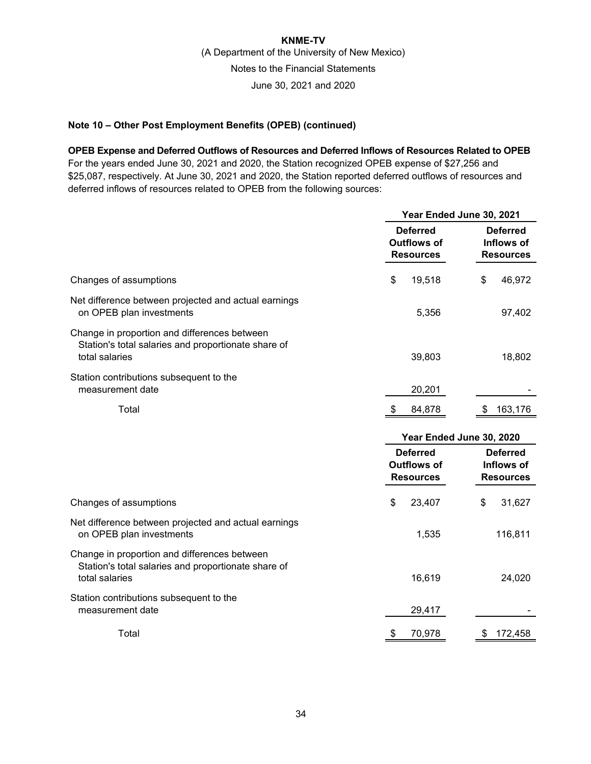KNME-TV

(A Department of the University of New Mexico)

Notes to the Financial Statements

June 30, 2021 and 2020

**Note 10 – Other Post Employment Benefits (OPEB) (continued)**

**OPEB Expense and Deferred Outflows of Resources and Deferred Inflows of Resources Related to OPEB**

For the years ended June 30, 2021 and 2020, the Station recognized OPEB expense of $27,256 and $25,087, respectively. At June 30, 2021 and 2020, the Station reported deferred outflows of resources and deferred inflows of resources related to OPEB from the following sources:

| | Year Ended June 30, 2021 | |
|---|---|---|
| | **Deferred Outflows of Resources** | **Deferred Inflows of Resources** |
| Changes of assumptions | $ 19,518 | $ 46,972 |
| Net difference between projected and actual earnings on OPEB plan investments | 5,356 | 97,402 |
| Change in proportion and differences between Station's total salaries and proportionate share of total salaries | 39,803 | 18,802 |
| Station contributions subsequent to the measurement date | 20,201 | - |
| Total | $ 84,878 | $ 163,176 |

| | Year Ended June 30, 2020 | |
|---|---|---|
| | **Deferred Outflows of Resources** | **Deferred Inflows of Resources** |
| Changes of assumptions | $ 23,407 | $ 31,627 |
| Net difference between projected and actual earnings on OPEB plan investments | 1,535 | 116,811 |
| Change in proportion and differences between Station's total salaries and proportionate share of total salaries | 16,619 | 24,020 |
| Station contributions subsequent to the measurement date | 29,417 | - |
| Total | $ 70,978 | $ 172,458 |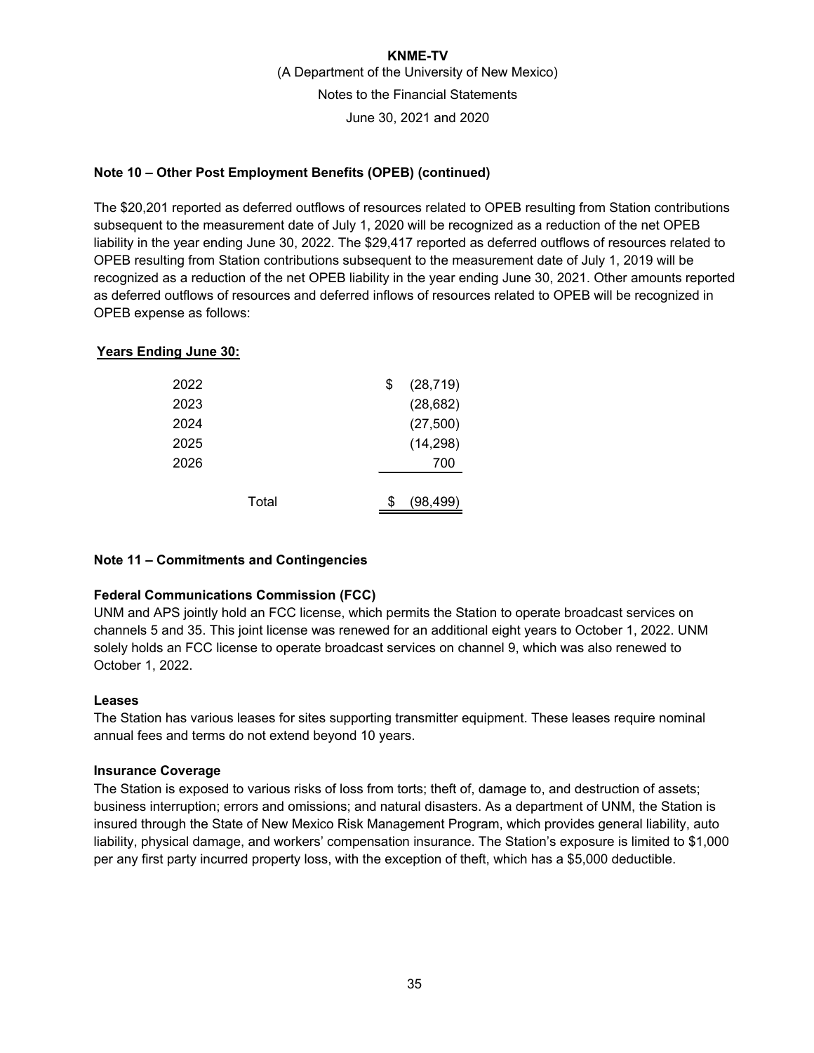## Note 10 – Other Post Employment Benefits (OPEB) (continued)

The $20,201 reported as deferred outflows of resources related to OPEB resulting from Station contributions subsequent to the measurement date of July 1, 2020 will be recognized as a reduction of the net OPEB liability in the year ending June 30, 2022. The $29,417 reported as deferred outflows of resources related to OPEB resulting from Station contributions subsequent to the measurement date of July 1, 2019 will be recognized as a reduction of the net OPEB liability in the year ending June 30, 2021. Other amounts reported as deferred outflows of resources and deferred inflows of resources related to OPEB will be recognized in OPEB expense as follows:

| **Years Ending June 30:** | |
|---|---|
| 2022 | $ (28,719) |
| 2023 | (28,682) |
| 2024 | (27,500) |
| 2025 | (14,298) |
| 2026 | 700 |
| Total | $ (98,499) |

## Note 11 – Commitments and Contingencies

### Federal Communications Commission (FCC)

UNM and APS jointly hold an FCC license, which permits the Station to operate broadcast services on channels 5 and 35. This joint license was renewed for an additional eight years to October 1, 2022. UNM solely holds an FCC license to operate broadcast services on channel 9, which was also renewed to October 1, 2022.

### Leases

The Station has various leases for sites supporting transmitter equipment. These leases require nominal annual fees and terms do not extend beyond 10 years.

### Insurance Coverage

The Station is exposed to various risks of loss from torts; theft of, damage to, and destruction of assets; business interruption; errors and omissions; and natural disasters. As a department of UNM, the Station is insured through the State of New Mexico Risk Management Program, which provides general liability, auto liability, physical damage, and workers' compensation insurance. The Station's exposure is limited to $1,000 per any first party incurred property loss, with the exception of theft, which has a $5,000 deductible.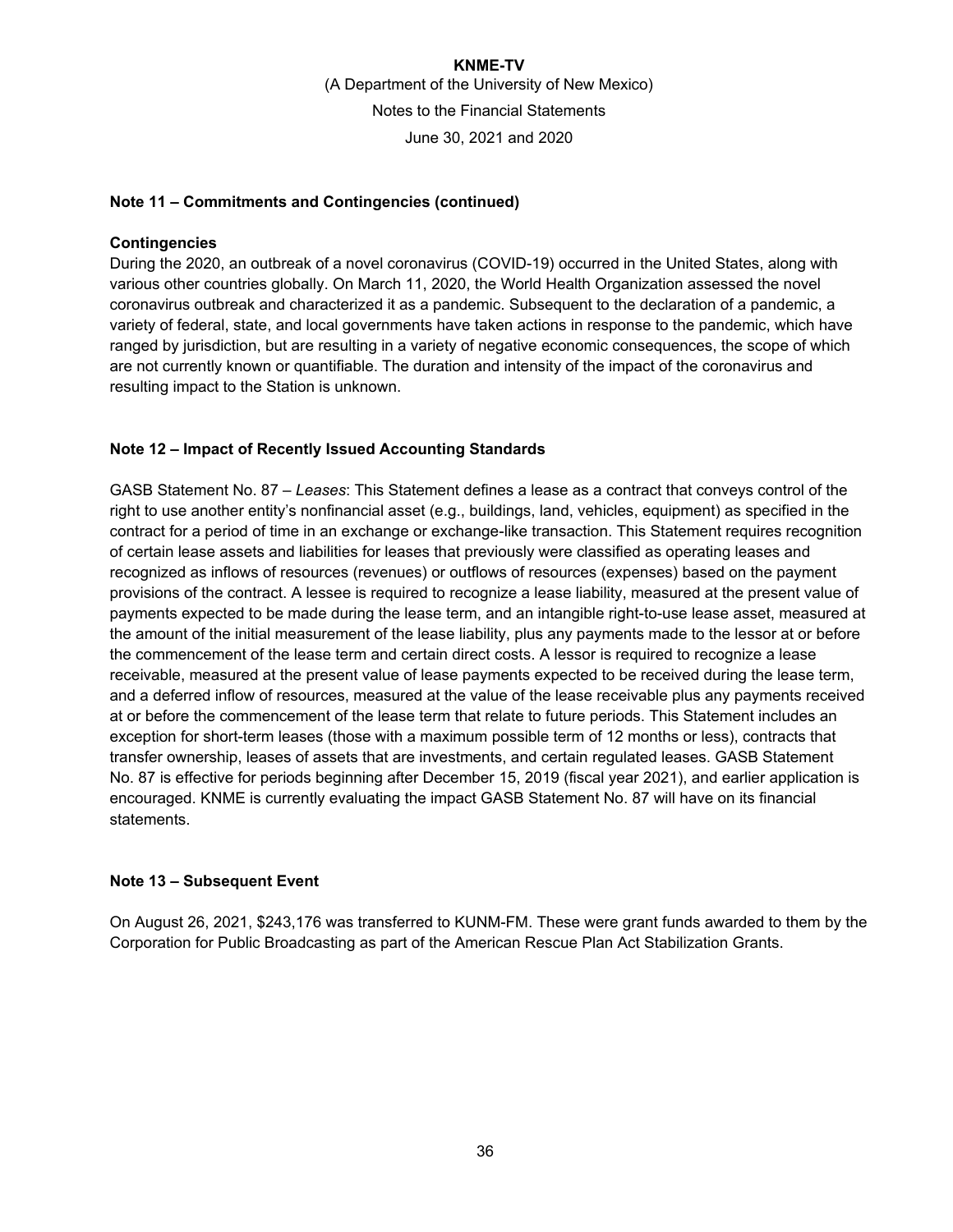## Note 11 – Commitments and Contingencies (continued)

### Contingencies

During the 2020, an outbreak of a novel coronavirus (COVID-19) occurred in the United States, along with various other countries globally. On March 11, 2020, the World Health Organization assessed the novel coronavirus outbreak and characterized it as a pandemic. Subsequent to the declaration of a pandemic, a variety of federal, state, and local governments have taken actions in response to the pandemic, which have ranged by jurisdiction, but are resulting in a variety of negative economic consequences, the scope of which are not currently known or quantifiable. The duration and intensity of the impact of the coronavirus and resulting impact to the Station is unknown.

## Note 12 – Impact of Recently Issued Accounting Standards

GASB Statement No. 87 – *Leases*: This Statement defines a lease as a contract that conveys control of the right to use another entity's nonfinancial asset (e.g., buildings, land, vehicles, equipment) as specified in the contract for a period of time in an exchange or exchange-like transaction. This Statement requires recognition of certain lease assets and liabilities for leases that previously were classified as operating leases and recognized as inflows of resources (revenues) or outflows of resources (expenses) based on the payment provisions of the contract. A lessee is required to recognize a lease liability, measured at the present value of payments expected to be made during the lease term, and an intangible right-to-use lease asset, measured at the amount of the initial measurement of the lease liability, plus any payments made to the lessor at or before the commencement of the lease term and certain direct costs. A lessor is required to recognize a lease receivable, measured at the present value of lease payments expected to be received during the lease term, and a deferred inflow of resources, measured at the value of the lease receivable plus any payments received at or before the commencement of the lease term that relate to future periods. This Statement includes an exception for short-term leases (those with a maximum possible term of 12 months or less), contracts that transfer ownership, leases of assets that are investments, and certain regulated leases. GASB Statement No. 87 is effective for periods beginning after December 15, 2019 (fiscal year 2021), and earlier application is encouraged. KNME is currently evaluating the impact GASB Statement No. 87 will have on its financial statements.

## Note 13 – Subsequent Event

On August 26, 2021, $243,176 was transferred to KUNM-FM. These were grant funds awarded to them by the Corporation for Public Broadcasting as part of the American Rescue Plan Act Stabilization Grants.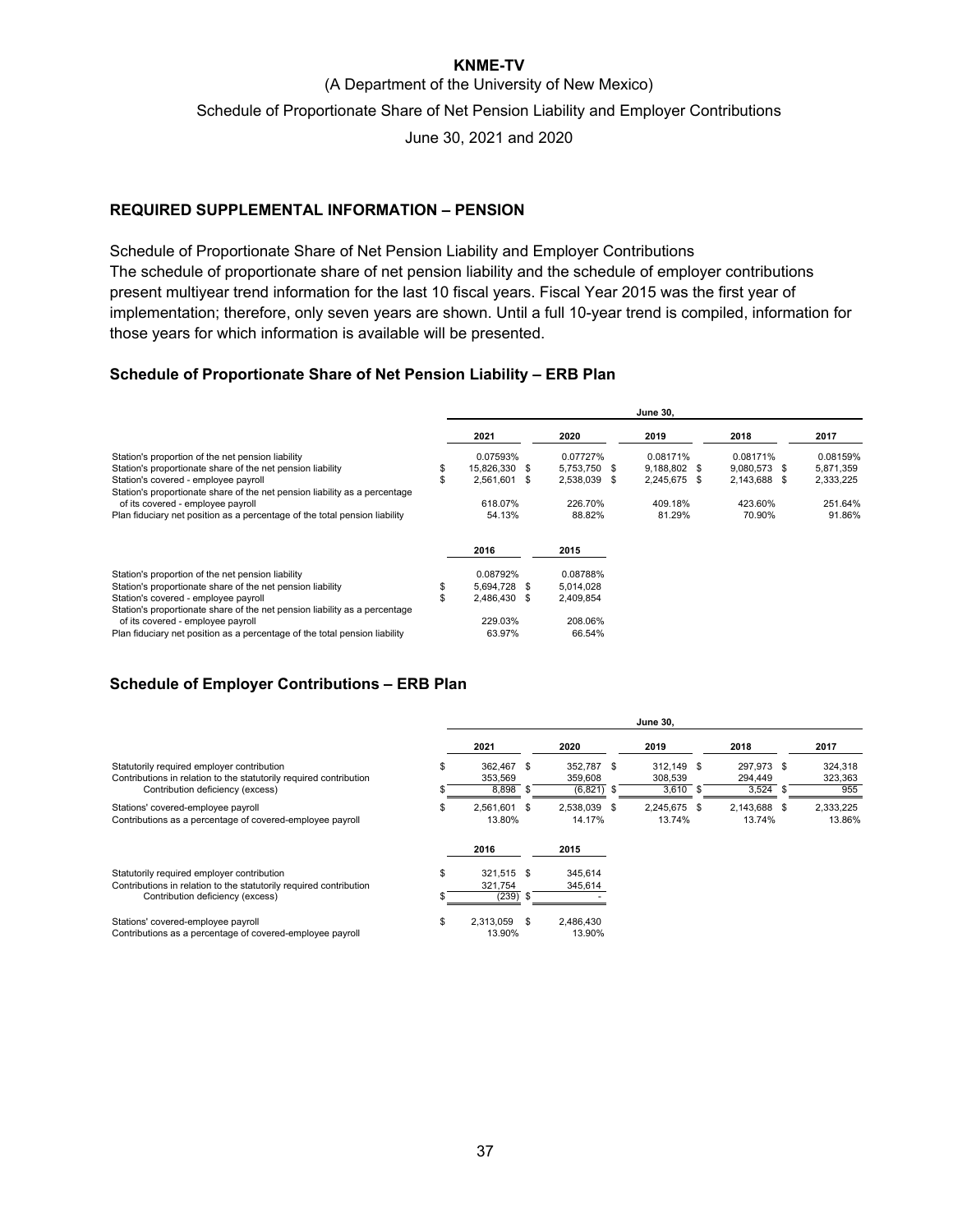# KNME-TV

(A Department of the University of New Mexico)

Schedule of Proportionate Share of Net Pension Liability and Employer Contributions

June 30, 2021 and 2020

## REQUIRED SUPPLEMENTAL INFORMATION – PENSION

Schedule of Proportionate Share of Net Pension Liability and Employer Contributions
The schedule of proportionate share of net pension liability and the schedule of employer contributions present multiyear trend information for the last 10 fiscal years. Fiscal Year 2015 was the first year of implementation; therefore, only seven years are shown. Until a full 10-year trend is compiled, information for those years for which information is available will be presented.

### Schedule of Proportionate Share of Net Pension Liability – ERB Plan

| | June 30, | | | | |
|---|---|---|---|---|---|
| | 2021 | 2020 | 2019 | 2018 | 2017 |
| Station's proportion of the net pension liability | 0.07593% | 0.07727% | 0.08171% | 0.08171% | 0.08159% |
| Station's proportionate share of the net pension liability | $ 15,826,330 | $ 5,753,750 | $ 9,188,802 | $ 9,080,573 | $ 5,871,359 |
| Station's covered - employee payroll | $ 2,561,601 | $ 2,538,039 | $ 2,245,675 | $ 2,143,688 | $ 2,333,225 |
| Station's proportionate share of the net pension liability as a percentage of its covered - employee payroll | 618.07% | 226.70% | 409.18% | 423.60% | 251.64% |
| Plan fiduciary net position as a percentage of the total pension liability | 54.13% | 88.82% | 81.29% | 70.90% | 91.86% |

| | 2016 | 2015 |
|---|---|---|
| Station's proportion of the net pension liability | 0.08792% | 0.08788% |
| Station's proportionate share of the net pension liability | $ 5,694,728 | $ 5,014,028 |
| Station's covered - employee payroll | $ 2,486,430 | $ 2,409,854 |
| Station's proportionate share of the net pension liability as a percentage of its covered - employee payroll | 229.03% | 208.06% |
| Plan fiduciary net position as a percentage of the total pension liability | 63.97% | 66.54% |

### Schedule of Employer Contributions – ERB Plan

| | June 30, | | | | |
|---|---|---|---|---|---|
| | 2021 | 2020 | 2019 | 2018 | 2017 |
| Statutorily required employer contribution | $ 362,467 | $ 352,787 | $ 312,149 | $ 297,973 | $ 324,318 |
| Contributions in relation to the statutorily required contribution | 353,569 | 359,608 | 308,539 | 294,449 | 323,363 |
| Contribution deficiency (excess) | $ 8,898 | $ (6,821) | $ 3,610 | $ 3,524 | $ 955 |
| Stations' covered-employee payroll | $ 2,561,601 | $ 2,538,039 | $ 2,245,675 | $ 2,143,688 | $ 2,333,225 |
| Contributions as a percentage of covered-employee payroll | 13.80% | 14.17% | 13.74% | 13.74% | 13.86% |

| | 2016 | 2015 |
|---|---|---|
| Statutorily required employer contribution | $ 321,515 | $ 345,614 |
| Contributions in relation to the statutorily required contribution | 321,754 | 345,614 |
| Contribution deficiency (excess) | $ (239) | $ - |
| Stations' covered-employee payroll | $ 2,313,059 | $ 2,486,430 |
| Contributions as a percentage of covered-employee payroll | 13.90% | 13.90% |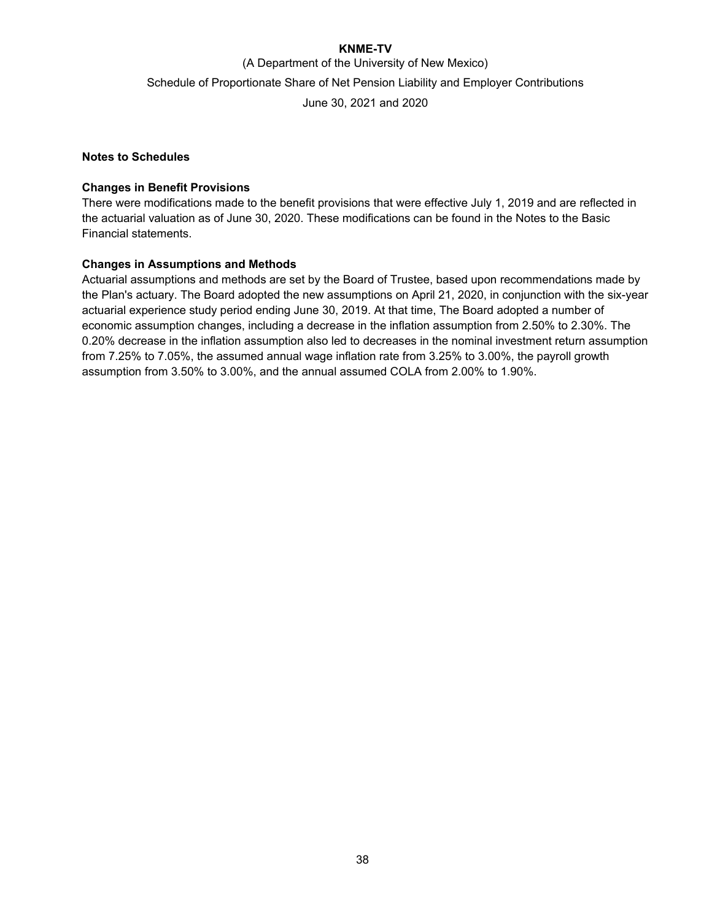**KNME-TV**

(A Department of the University of New Mexico)

Schedule of Proportionate Share of Net Pension Liability and Employer Contributions

June 30, 2021 and 2020

**Notes to Schedules**

**Changes in Benefit Provisions**

There were modifications made to the benefit provisions that were effective July 1, 2019 and are reflected in the actuarial valuation as of June 30, 2020. These modifications can be found in the Notes to the Basic Financial statements.

**Changes in Assumptions and Methods**

Actuarial assumptions and methods are set by the Board of Trustee, based upon recommendations made by the Plan's actuary. The Board adopted the new assumptions on April 21, 2020, in conjunction with the six-year actuarial experience study period ending June 30, 2019. At that time, The Board adopted a number of economic assumption changes, including a decrease in the inflation assumption from 2.50% to 2.30%. The 0.20% decrease in the inflation assumption also led to decreases in the nominal investment return assumption from 7.25% to 7.05%, the assumed annual wage inflation rate from 3.25% to 3.00%, the payroll growth assumption from 3.50% to 3.00%, and the annual assumed COLA from 2.00% to 1.90%.